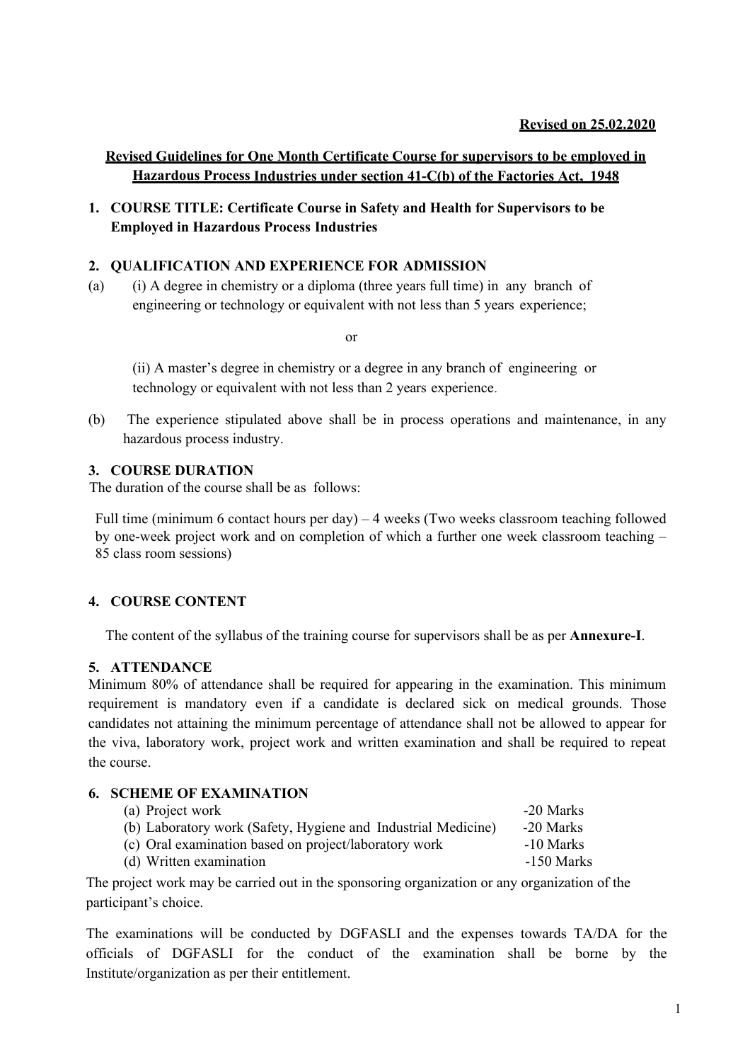**Revised on 25.02.2020**

**Revised Guidelines for One Month Certificate Course for supervisors to be employed in Hazardous Process Industries under section 41-C(b) of the Factories Act, 1948**

## 1. COURSE TITLE: Certificate Course in Safety and Health for Supervisors to be Employed in Hazardous Process Industries

## 2. QUALIFICATION AND EXPERIENCE FOR ADMISSION

(a) (i) A degree in chemistry or a diploma (three years full time) in any branch of engineering or technology or equivalent with not less than 5 years experience;

or

(ii) A master's degree in chemistry or a degree in any branch of engineering or technology or equivalent with not less than 2 years experience.

(b) The experience stipulated above shall be in process operations and maintenance, in any hazardous process industry.

## 3. COURSE DURATION

The duration of the course shall be as follows:

Full time (minimum 6 contact hours per day) – 4 weeks (Two weeks classroom teaching followed by one-week project work and on completion of which a further one week classroom teaching – 85 class room sessions)

## 4. COURSE CONTENT

The content of the syllabus of the training course for supervisors shall be as per **Annexure-I**.

## 5. ATTENDANCE

Minimum 80% of attendance shall be required for appearing in the examination. This minimum requirement is mandatory even if a candidate is declared sick on medical grounds. Those candidates not attaining the minimum percentage of attendance shall not be allowed to appear for the viva, laboratory work, project work and written examination and shall be required to repeat the course.

## 6. SCHEME OF EXAMINATION

| | |
|---|---|
| (a) Project work | -20 Marks |
| (b) Laboratory work (Safety, Hygiene and Industrial Medicine) | -20 Marks |
| (c) Oral examination based on project/laboratory work | -10 Marks |
| (d) Written examination | -150 Marks |

The project work may be carried out in the sponsoring organization or any organization of the participant's choice.

The examinations will be conducted by DGFASLI and the expenses towards TA/DA for the officials of DGFASLI for the conduct of the examination shall be borne by the Institute/organization as per their entitlement.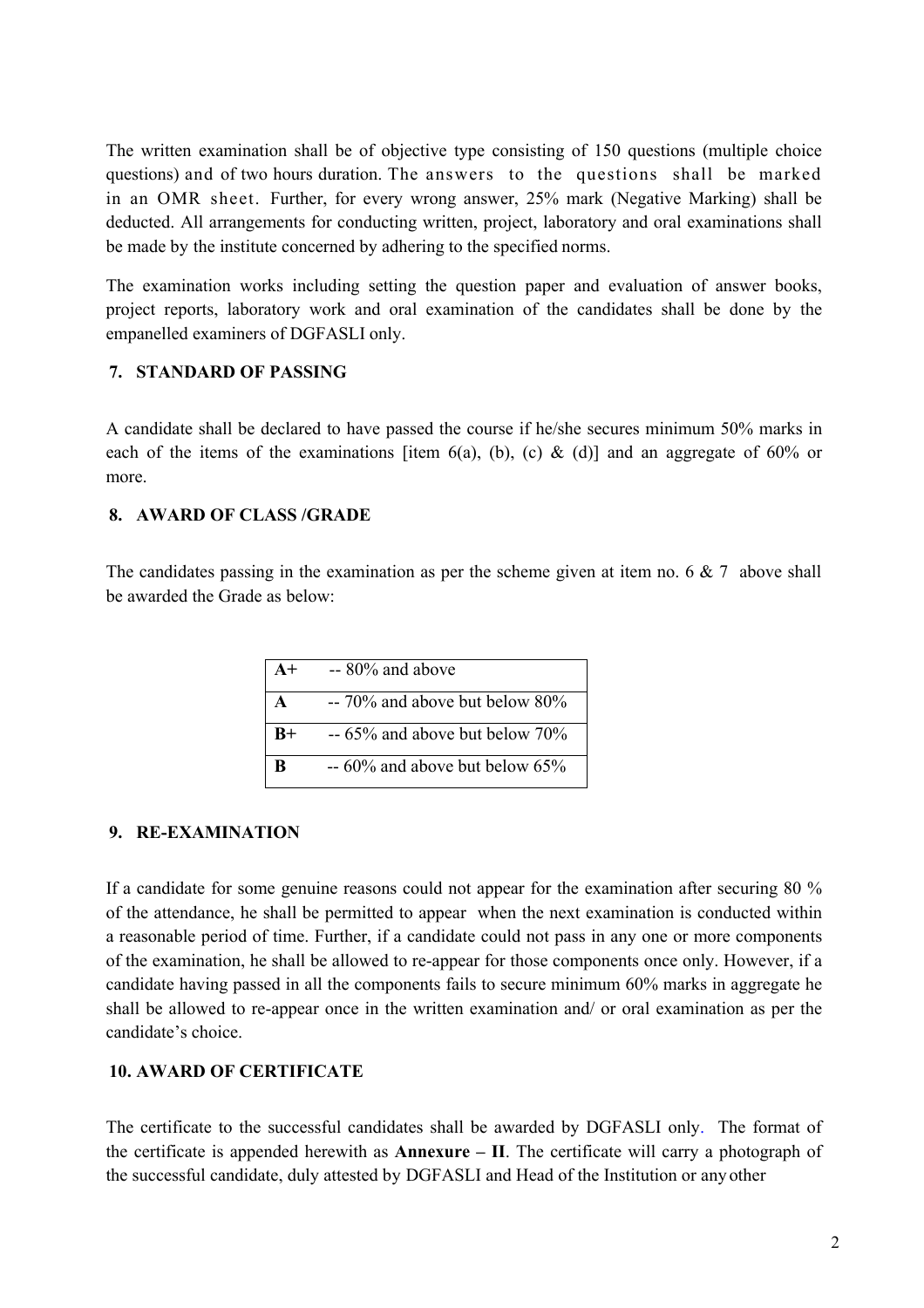The written examination shall be of objective type consisting of 150 questions (multiple choice questions) and of two hours duration. The answers to the questions shall be marked in an OMR sheet. Further, for every wrong answer, 25% mark (Negative Marking) shall be deducted. All arrangements for conducting written, project, laboratory and oral examinations shall be made by the institute concerned by adhering to the specified norms.

The examination works including setting the question paper and evaluation of answer books, project reports, laboratory work and oral examination of the candidates shall be done by the empanelled examiners of DGFASLI only.

### 7. STANDARD OF PASSING

A candidate shall be declared to have passed the course if he/she secures minimum 50% marks in each of the items of the examinations [item 6(a), (b), (c) & (d)] and an aggregate of 60% or more.

### 8. AWARD OF CLASS /GRADE

The candidates passing in the examination as per the scheme given at item no. 6 & 7 above shall be awarded the Grade as below:

| | |
|---|---|
| **A+** | -- 80% and above |
| **A** | -- 70% and above but below 80% |
| **B+** | -- 65% and above but below 70% |
| **B** | -- 60% and above but below 65% |

### 9. RE-EXAMINATION

If a candidate for some genuine reasons could not appear for the examination after securing 80 % of the attendance, he shall be permitted to appear when the next examination is conducted within a reasonable period of time. Further, if a candidate could not pass in any one or more components of the examination, he shall be allowed to re-appear for those components once only. However, if a candidate having passed in all the components fails to secure minimum 60% marks in aggregate he shall be allowed to re-appear once in the written examination and/ or oral examination as per the candidate's choice.

### 10. AWARD OF CERTIFICATE

The certificate to the successful candidates shall be awarded by DGFASLI only. The format of the certificate is appended herewith as **Annexure – II**. The certificate will carry a photograph of the successful candidate, duly attested by DGFASLI and Head of the Institution or any other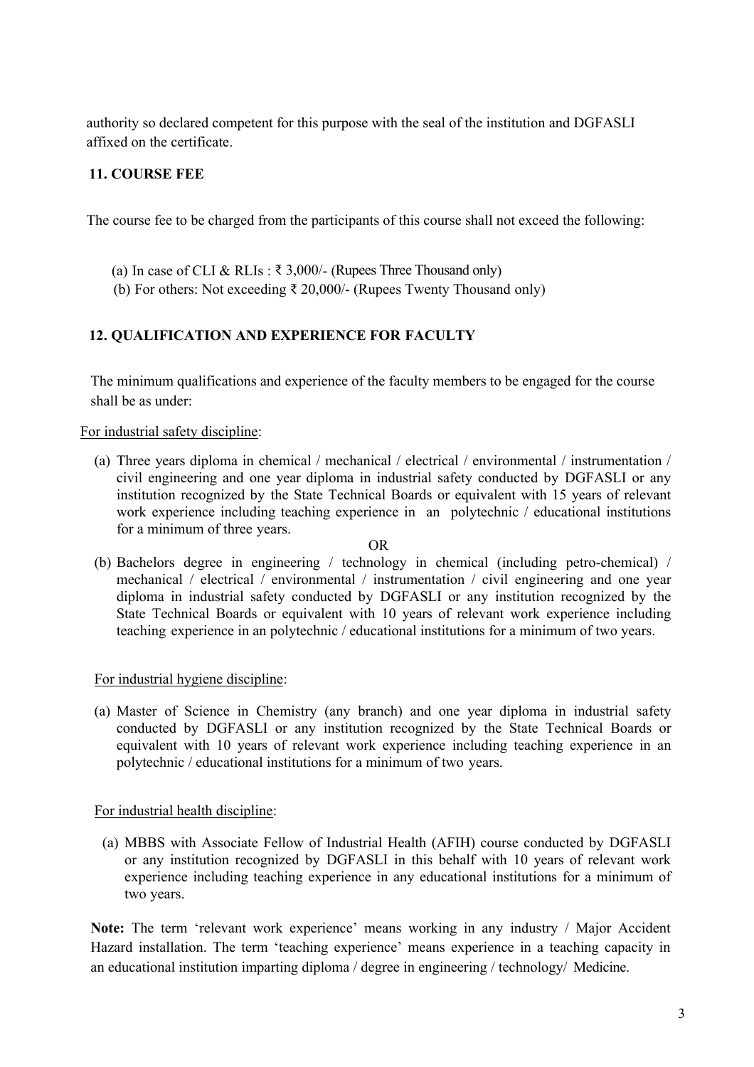authority so declared competent for this purpose with the seal of the institution and DGFASLI affixed on the certificate.

### 11. COURSE FEE

The course fee to be charged from the participants of this course shall not exceed the following:

(a) In case of CLI & RLIs : ₹ 3,000/- (Rupees Three Thousand only)
(b) For others: Not exceeding ₹ 20,000/- (Rupees Twenty Thousand only)

### 12. QUALIFICATION AND EXPERIENCE FOR FACULTY

The minimum qualifications and experience of the faculty members to be engaged for the course shall be as under:

For industrial safety discipline:

(a) Three years diploma in chemical / mechanical / electrical / environmental / instrumentation / civil engineering and one year diploma in industrial safety conducted by DGFASLI or any institution recognized by the State Technical Boards or equivalent with 15 years of relevant work experience including teaching experience in an polytechnic / educational institutions for a minimum of three years.

OR

(b) Bachelors degree in engineering / technology in chemical (including petro-chemical) / mechanical / electrical / environmental / instrumentation / civil engineering and one year diploma in industrial safety conducted by DGFASLI or any institution recognized by the State Technical Boards or equivalent with 10 years of relevant work experience including teaching experience in an polytechnic / educational institutions for a minimum of two years.

For industrial hygiene discipline:

(a) Master of Science in Chemistry (any branch) and one year diploma in industrial safety conducted by DGFASLI or any institution recognized by the State Technical Boards or equivalent with 10 years of relevant work experience including teaching experience in an polytechnic / educational institutions for a minimum of two years.

For industrial health discipline:

(a) MBBS with Associate Fellow of Industrial Health (AFIH) course conducted by DGFASLI or any institution recognized by DGFASLI in this behalf with 10 years of relevant work experience including teaching experience in any educational institutions for a minimum of two years.

**Note:** The term 'relevant work experience' means working in any industry / Major Accident Hazard installation. The term 'teaching experience' means experience in a teaching capacity in an educational institution imparting diploma / degree in engineering / technology/ Medicine.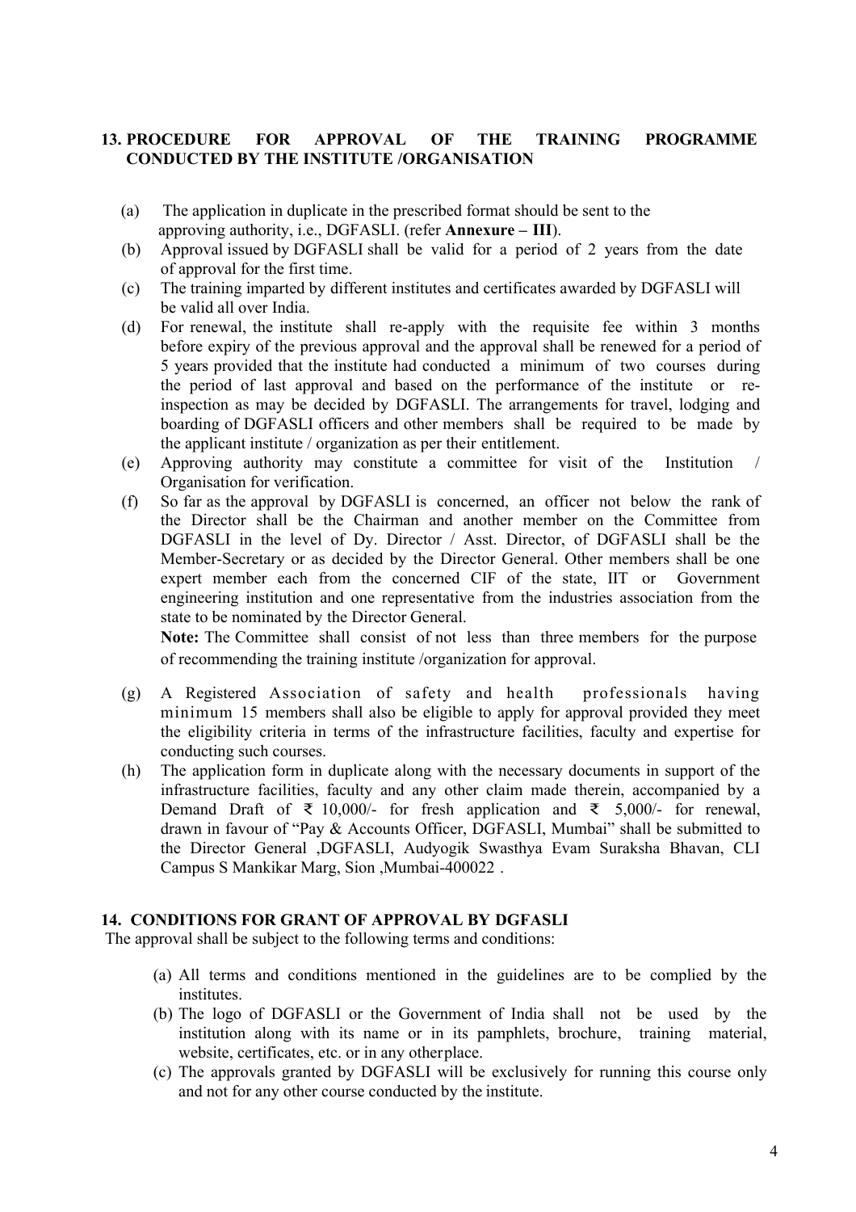## 13. PROCEDURE FOR APPROVAL OF THE TRAINING PROGRAMME CONDUCTED BY THE INSTITUTE /ORGANISATION

(a) The application in duplicate in the prescribed format should be sent to the approving authority, i.e., DGFASLI. (refer **Annexure – III**).

(b) Approval issued by DGFASLI shall be valid for a period of 2 years from the date of approval for the first time.

(c) The training imparted by different institutes and certificates awarded by DGFASLI will be valid all over India.

(d) For renewal, the institute shall re-apply with the requisite fee within 3 months before expiry of the previous approval and the approval shall be renewed for a period of 5 years provided that the institute had conducted a minimum of two courses during the period of last approval and based on the performance of the institute or re-inspection as may be decided by DGFASLI. The arrangements for travel, lodging and boarding of DGFASLI officers and other members shall be required to be made by the applicant institute / organization as per their entitlement.

(e) Approving authority may constitute a committee for visit of the Institution / Organisation for verification.

(f) So far as the approval by DGFASLI is concerned, an officer not below the rank of the Director shall be the Chairman and another member on the Committee from DGFASLI in the level of Dy. Director / Asst. Director, of DGFASLI shall be the Member-Secretary or as decided by the Director General. Other members shall be one expert member each from the concerned CIF of the state, IIT or Government engineering institution and one representative from the industries association from the state to be nominated by the Director General.

**Note:** The Committee shall consist of not less than three members for the purpose of recommending the training institute /organization for approval.

(g) A Registered Association of safety and health professionals having minimum 15 members shall also be eligible to apply for approval provided they meet the eligibility criteria in terms of the infrastructure facilities, faculty and expertise for conducting such courses.

(h) The application form in duplicate along with the necessary documents in support of the infrastructure facilities, faculty and any other claim made therein, accompanied by a Demand Draft of ₹ 10,000/- for fresh application and ₹ 5,000/- for renewal, drawn in favour of "Pay & Accounts Officer, DGFASLI, Mumbai" shall be submitted to the Director General ,DGFASLI, Audyogik Swasthya Evam Suraksha Bhavan, CLI Campus S Mankikar Marg, Sion ,Mumbai-400022 .

## 14. CONDITIONS FOR GRANT OF APPROVAL BY DGFASLI

The approval shall be subject to the following terms and conditions:

(a) All terms and conditions mentioned in the guidelines are to be complied by the institutes.

(b) The logo of DGFASLI or the Government of India shall not be used by the institution along with its name or in its pamphlets, brochure, training material, website, certificates, etc. or in any otherplace.

(c) The approvals granted by DGFASLI will be exclusively for running this course only and not for any other course conducted by the institute.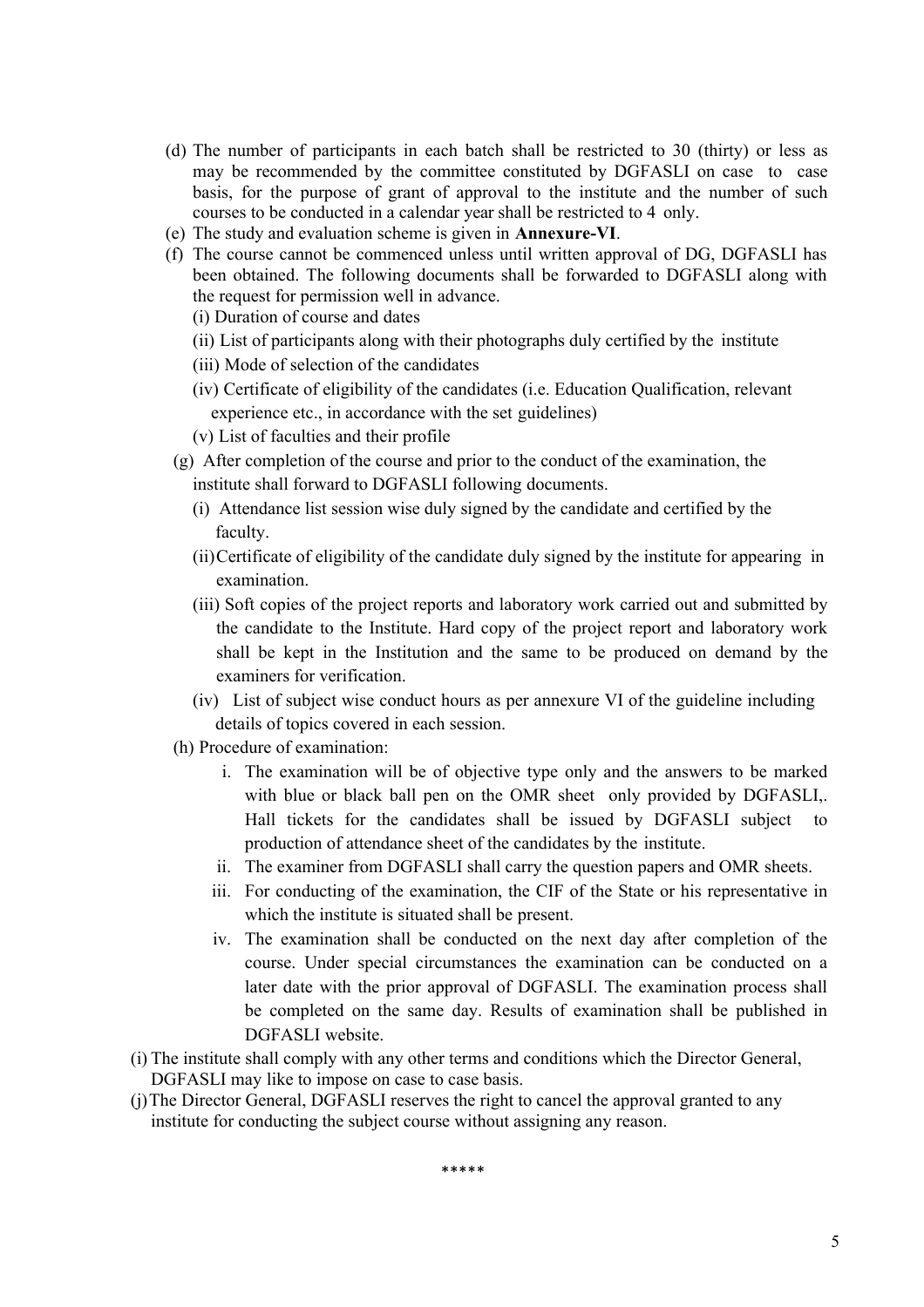(d) The number of participants in each batch shall be restricted to 30 (thirty) or less as may be recommended by the committee constituted by DGFASLI on case to case basis, for the purpose of grant of approval to the institute and the number of such courses to be conducted in a calendar year shall be restricted to 4 only.

(e) The study and evaluation scheme is given in **Annexure-VI**.

(f) The course cannot be commenced unless until written approval of DG, DGFASLI has been obtained. The following documents shall be forwarded to DGFASLI along with the request for permission well in advance.

   (i) Duration of course and dates

   (ii) List of participants along with their photographs duly certified by the institute

   (iii) Mode of selection of the candidates

   (iv) Certificate of eligibility of the candidates (i.e. Education Qualification, relevant experience etc., in accordance with the set guidelines)

   (v) List of faculties and their profile

(g) After completion of the course and prior to the conduct of the examination, the institute shall forward to DGFASLI following documents.

   (i) Attendance list session wise duly signed by the candidate and certified by the faculty.

   (ii) Certificate of eligibility of the candidate duly signed by the institute for appearing in examination.

   (iii) Soft copies of the project reports and laboratory work carried out and submitted by the candidate to the Institute. Hard copy of the project report and laboratory work shall be kept in the Institution and the same to be produced on demand by the examiners for verification.

   (iv) List of subject wise conduct hours as per annexure VI of the guideline including details of topics covered in each session.

(h) Procedure of examination:

   i. The examination will be of objective type only and the answers to be marked with blue or black ball pen on the OMR sheet only provided by DGFASLI,. Hall tickets for the candidates shall be issued by DGFASLI subject to production of attendance sheet of the candidates by the institute.

   ii. The examiner from DGFASLI shall carry the question papers and OMR sheets.

   iii. For conducting of the examination, the CIF of the State or his representative in which the institute is situated shall be present.

   iv. The examination shall be conducted on the next day after completion of the course. Under special circumstances the examination can be conducted on a later date with the prior approval of DGFASLI. The examination process shall be completed on the same day. Results of examination shall be published in DGFASLI website.

(i) The institute shall comply with any other terms and conditions which the Director General, DGFASLI may like to impose on case to case basis.

(j) The Director General, DGFASLI reserves the right to cancel the approval granted to any institute for conducting the subject course without assigning any reason.

*****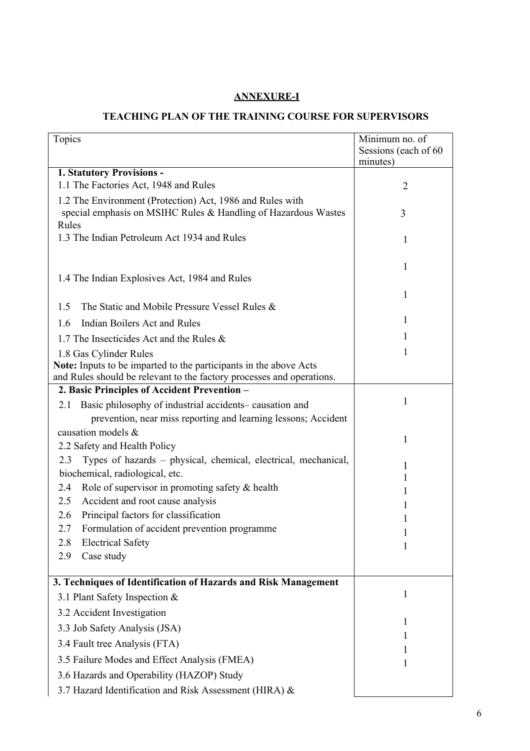**ANNEXURE-I**

**TEACHING PLAN OF THE TRAINING COURSE FOR SUPERVISORS**

| Topics | Minimum no. of Sessions (each of 60 minutes) |
|---|---|
| **1. Statutory Provisions -** | |
| 1.1 The Factories Act, 1948 and Rules | 2 |
| 1.2 The Environment (Protection) Act, 1986 and Rules with special emphasis on MSIHC Rules & Handling of Hazardous Wastes Rules | 3 |
| 1.3 The Indian Petroleum Act 1934 and Rules | 1 |
| 1.4 The Indian Explosives Act, 1984 and Rules | 1 |
| 1.5 The Static and Mobile Pressure Vessel Rules & | 1 |
| 1.6 Indian Boilers Act and Rules | 1 |
| 1.7 The Insecticides Act and the Rules & | 1 |
| 1.8 Gas Cylinder Rules | 1 |
| **Note:** Inputs to be imparted to the participants in the above Acts and Rules should be relevant to the factory processes and operations. | |
| **2. Basic Principles of Accident Prevention –** | |
| 2.1 Basic philosophy of industrial accidents– causation and prevention, near miss reporting and learning lessons; Accident causation models & | 1 |
| 2.2 Safety and Health Policy | 1 |
| 2.3 Types of hazards – physical, chemical, electrical, mechanical, biochemical, radiological, etc. | 1 |
| 2.4 Role of supervisor in promoting safety & health | 1 |
| 2.5 Accident and root cause analysis | 1 |
| 2.6 Principal factors for classification | 1 |
| 2.7 Formulation of accident prevention programme | 1 |
| 2.8 Electrical Safety | 1 |
| 2.9 Case study | 1 |
| **3. Techniques of Identification of Hazards and Risk Management** | |
| 3.1 Plant Safety Inspection & | 1 |
| 3.2 Accident Investigation | |
| 3.3 Job Safety Analysis (JSA) | 1 |
| 3.4 Fault tree Analysis (FTA) | 1 |
| 3.5 Failure Modes and Effect Analysis (FMEA) | 1 |
| 3.6 Hazards and Operability (HAZOP) Study | 1 |
| 3.7 Hazard Identification and Risk Assessment (HIRA) & | |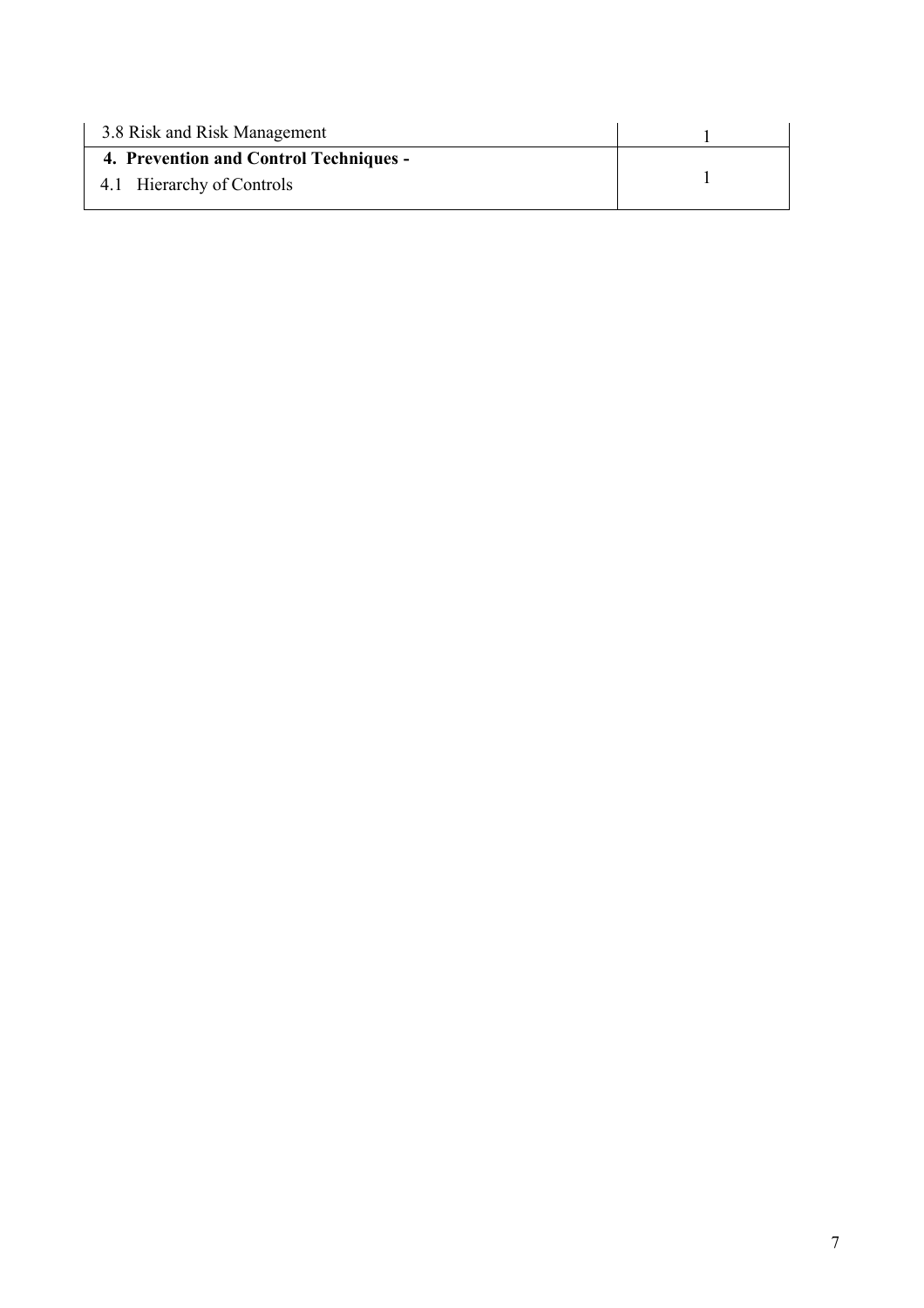| | |
|---|---|
| 3.8 Risk and Risk Management | 1 |
| **4. Prevention and Control Techniques -**<br>4.1 Hierarchy of Controls | 1 |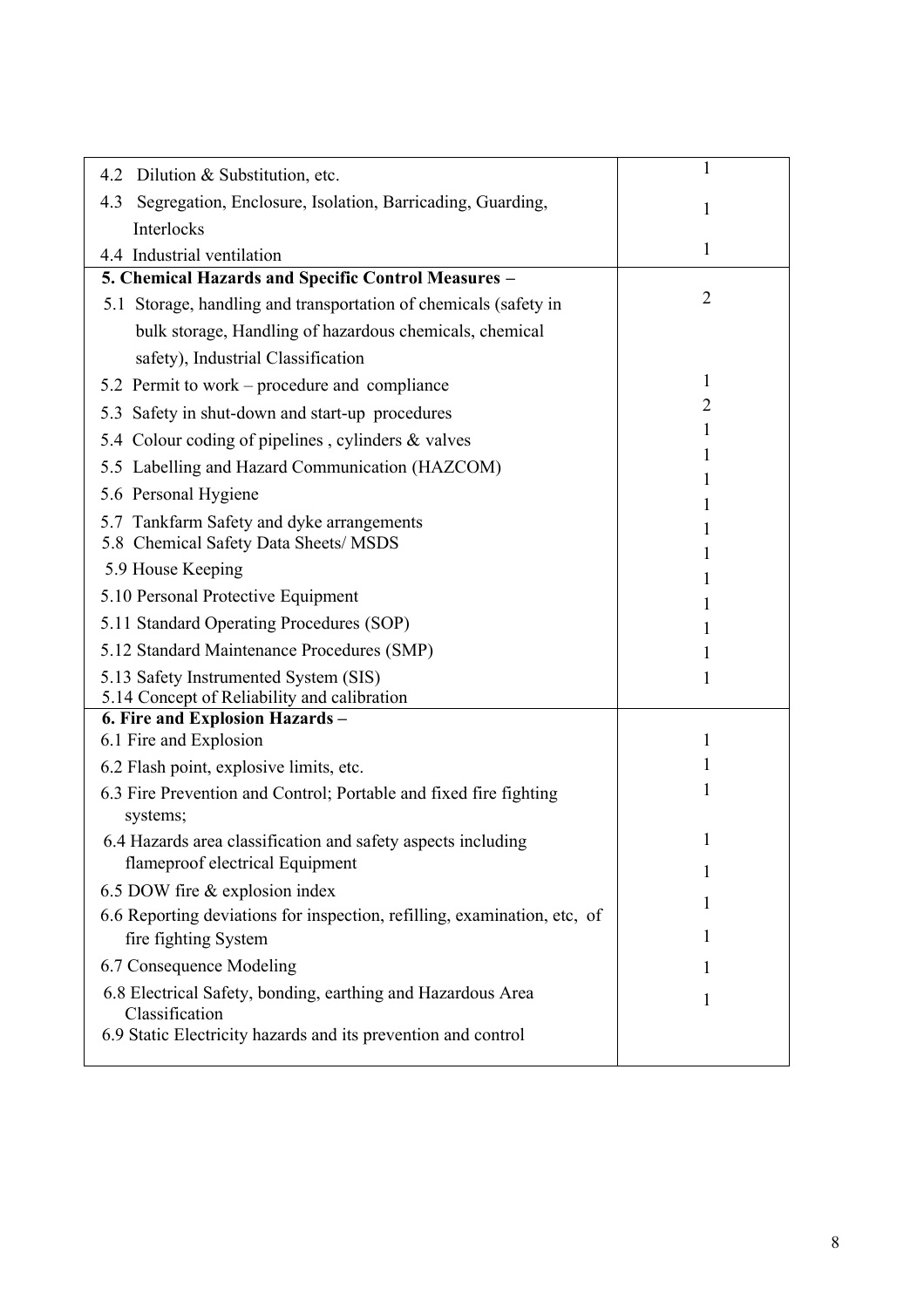| 4.2 Dilution & Substitution, etc. | 1 |
|---|---|
| 4.3 Segregation, Enclosure, Isolation, Barricading, Guarding, Interlocks | 1 |
| 4.4 Industrial ventilation | 1 |
| **5. Chemical Hazards and Specific Control Measures –** | |
| 5.1 Storage, handling and transportation of chemicals (safety in bulk storage, Handling of hazardous chemicals, chemical safety), Industrial Classification | 2 |
| 5.2 Permit to work – procedure and compliance | 1 |
| 5.3 Safety in shut-down and start-up procedures | 2 |
| 5.4 Colour coding of pipelines , cylinders & valves | 1 |
| 5.5 Labelling and Hazard Communication (HAZCOM) | 1 |
| 5.6 Personal Hygiene | 1 |
| 5.7 Tankfarm Safety and dyke arrangements | 1 |
| 5.8 Chemical Safety Data Sheets/ MSDS | 1 |
| 5.9 House Keeping | 1 |
| 5.10 Personal Protective Equipment | 1 |
| 5.11 Standard Operating Procedures (SOP) | 1 |
| 5.12 Standard Maintenance Procedures (SMP) | 1 |
| 5.13 Safety Instrumented System (SIS) | 1 |
| 5.14 Concept of Reliability and calibration | 1 |
| **6. Fire and Explosion Hazards –** | |
| 6.1 Fire and Explosion | 1 |
| 6.2 Flash point, explosive limits, etc. | 1 |
| 6.3 Fire Prevention and Control; Portable and fixed fire fighting systems; | 1 |
| 6.4 Hazards area classification and safety aspects including flameproof electrical Equipment | 1 |
| 6.5 DOW fire & explosion index | 1 |
| 6.6 Reporting deviations for inspection, refilling, examination, etc, of fire fighting System | 1 |
| 6.7 Consequence Modeling | 1 |
| 6.8 Electrical Safety, bonding, earthing and Hazardous Area Classification | 1 |
| 6.9 Static Electricity hazards and its prevention and control | 1 |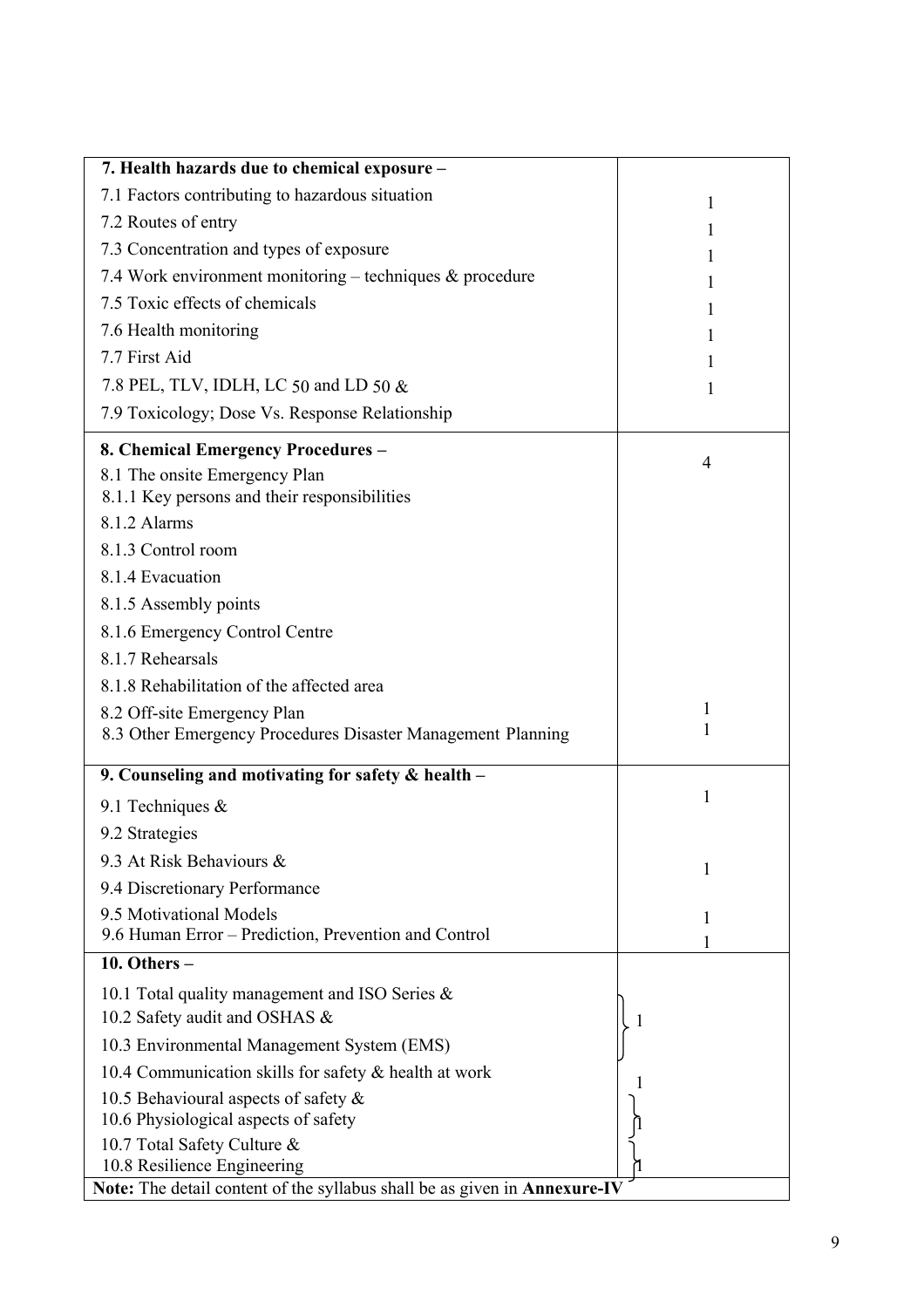| | |
|---|---|
| **7. Health hazards due to chemical exposure –** | |
| 7.1 Factors contributing to hazardous situation | 1 |
| 7.2 Routes of entry | 1 |
| 7.3 Concentration and types of exposure | 1 |
| 7.4 Work environment monitoring – techniques & procedure | 1 |
| 7.5 Toxic effects of chemicals | 1 |
| 7.6 Health monitoring | 1 |
| 7.7 First Aid | 1 |
| 7.8 PEL, TLV, IDLH, LC 50 and LD 50 & | 1 |
| 7.9 Toxicology; Dose Vs. Response Relationship | |
| **8. Chemical Emergency Procedures –** | 4 |
| 8.1 The onsite Emergency Plan | |
| 8.1.1 Key persons and their responsibilities | |
| 8.1.2 Alarms | |
| 8.1.3 Control room | |
| 8.1.4 Evacuation | |
| 8.1.5 Assembly points | |
| 8.1.6 Emergency Control Centre | |
| 8.1.7 Rehearsals | |
| 8.1.8 Rehabilitation of the affected area | |
| 8.2 Off-site Emergency Plan | 1 |
| 8.3 Other Emergency Procedures Disaster Management Planning | 1 |
| **9. Counseling and motivating for safety & health –** | |
| 9.1 Techniques & | 1 |
| 9.2 Strategies | |
| 9.3 At Risk Behaviours & | 1 |
| 9.4 Discretionary Performance | |
| 9.5 Motivational Models | 1 |
| 9.6 Human Error – Prediction, Prevention and Control | 1 |
| **10. Others –** | |
| 10.1 Total quality management and ISO Series & | 1 |
| 10.2 Safety audit and OSHAS & | |
| 10.3 Environmental Management System (EMS) | |
| 10.4 Communication skills for safety & health at work | 1 |
| 10.5 Behavioural aspects of safety & | 1 |
| 10.6 Physiological aspects of safety | |
| 10.7 Total Safety Culture & | 1 |
| 10.8 Resilience Engineering | |

**Note:** The detail content of the syllabus shall be as given in **Annexure-IV**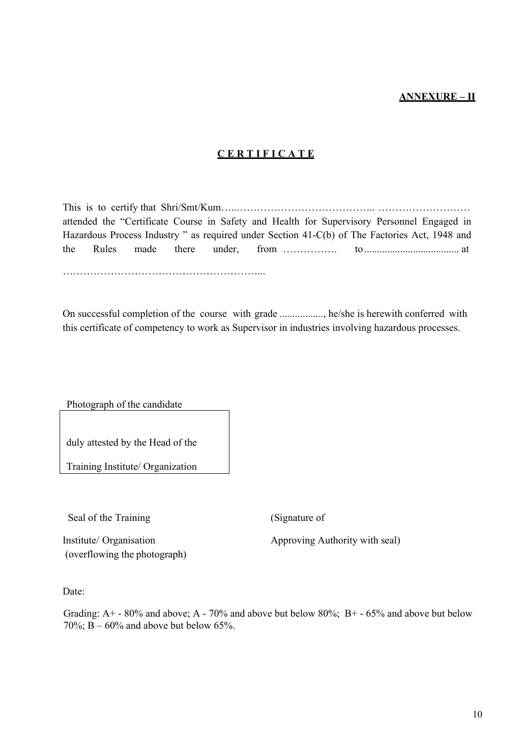**ANNEXURE – II**

# **C E R T I F I C A T E**

This is to certify that Shri/Smt/Kum…..………………………………….. ……………………… attended the "Certificate Course in Safety and Health for Supervisory Personnel Engaged in Hazardous Process Industry " as required under Section 41-C(b) of The Factories Act, 1948 and the Rules made there under, from ……………. to..................................... at

…………………………………………………...

On successful completion of the course with grade ................., he/she is herewith conferred with this certificate of competency to work as Supervisor in industries involving hazardous processes.

Photograph of the candidate

duly attested by the Head of the

Training Institute/ Organization

Seal of the Training Institute/ Organisation (overflowing the photograph)

(Signature of Approving Authority with seal)

Date:

Grading: A+ - 80% and above; A - 70% and above but below 80%; B+ - 65% and above but below 70%; B – 60% and above but below 65%.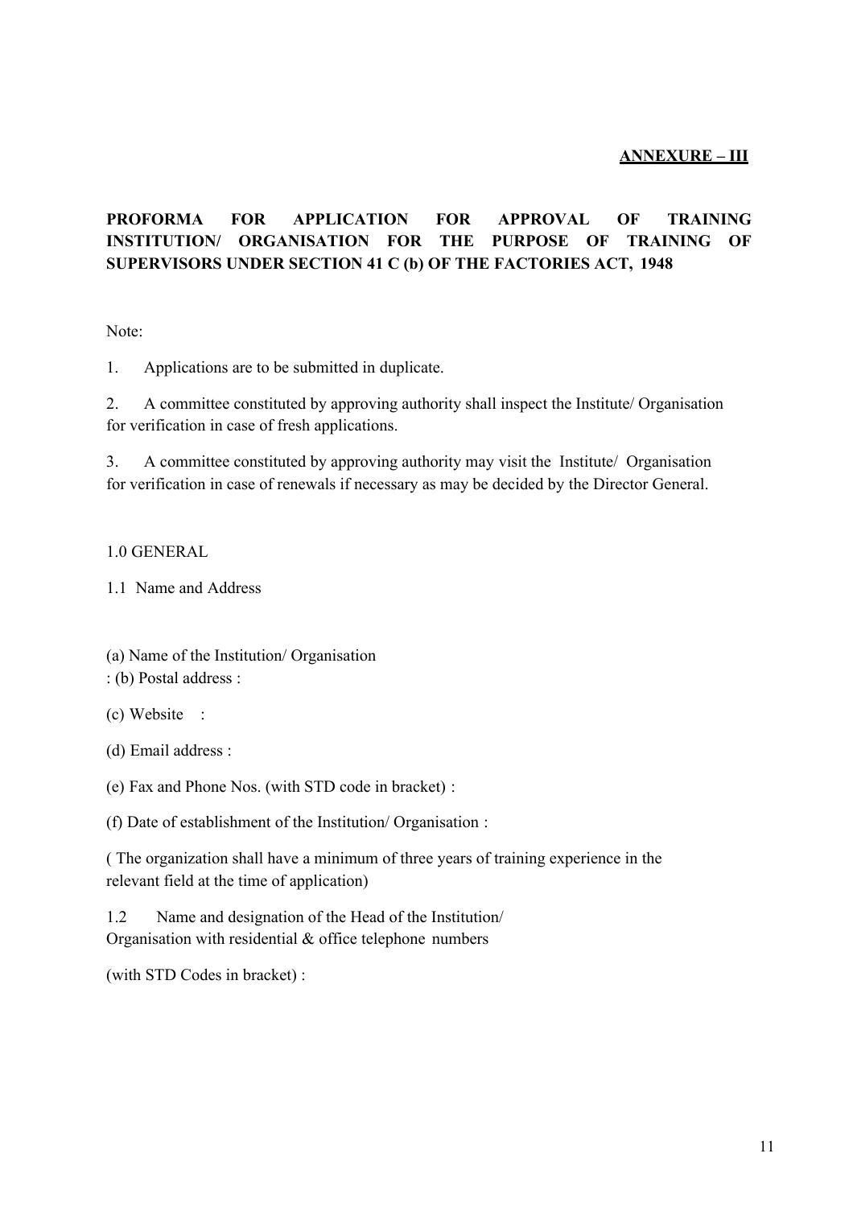**ANNEXURE – III**

**PROFORMA FOR APPLICATION FOR APPROVAL OF TRAINING INSTITUTION/ ORGANISATION FOR THE PURPOSE OF TRAINING OF SUPERVISORS UNDER SECTION 41 C (b) OF THE FACTORIES ACT, 1948**

Note:

1. Applications are to be submitted in duplicate.

2. A committee constituted by approving authority shall inspect the Institute/ Organisation for verification in case of fresh applications.

3. A committee constituted by approving authority may visit the Institute/ Organisation for verification in case of renewals if necessary as may be decided by the Director General.

1.0 GENERAL

1.1 Name and Address

(a) Name of the Institution/ Organisation
: (b) Postal address :

(c) Website :

(d) Email address :

(e) Fax and Phone Nos. (with STD code in bracket) :

(f) Date of establishment of the Institution/ Organisation :

( The organization shall have a minimum of three years of training experience in the relevant field at the time of application)

1.2 Name and designation of the Head of the Institution/ Organisation with residential & office telephone numbers

(with STD Codes in bracket) :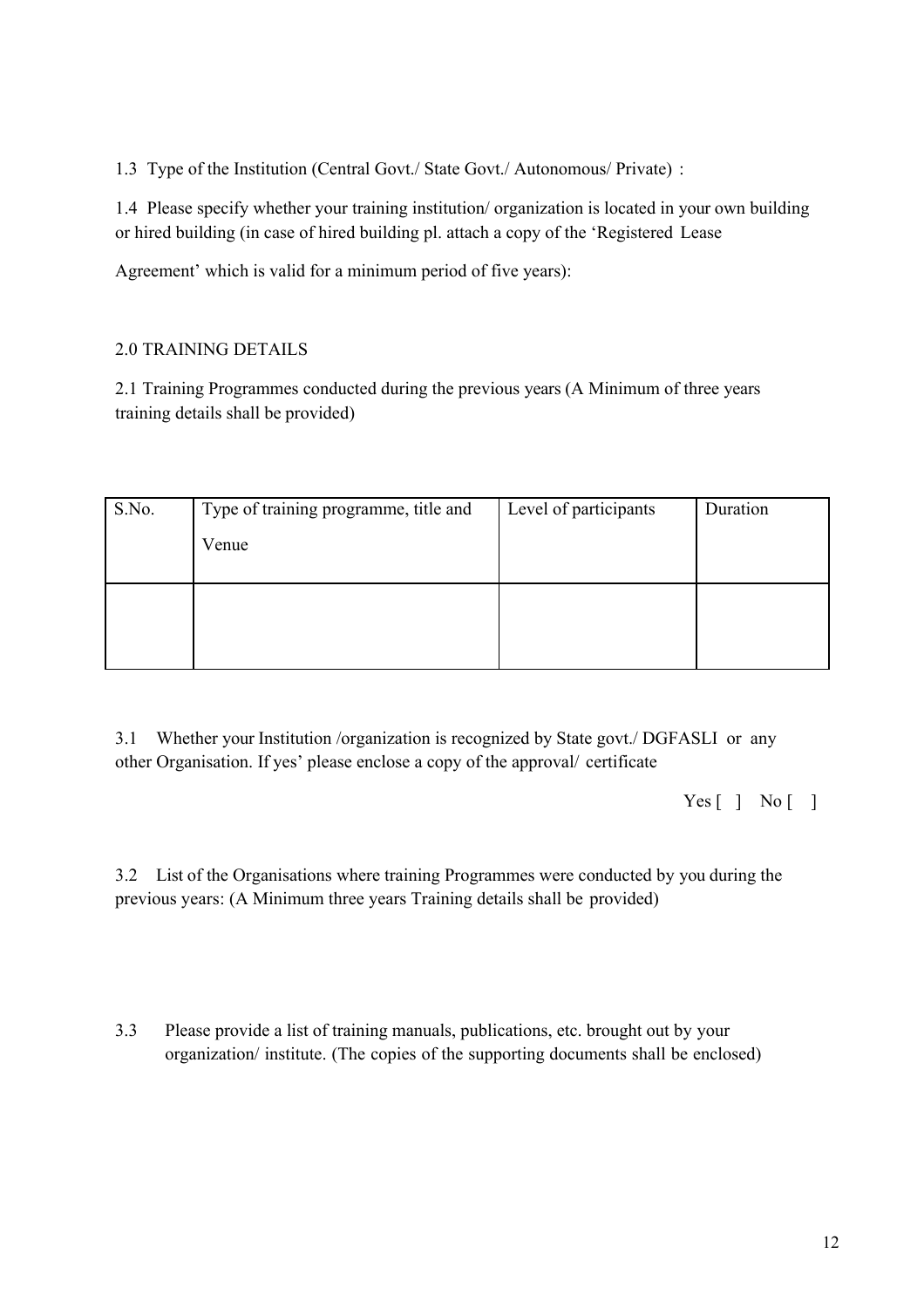1.3 Type of the Institution (Central Govt./ State Govt./ Autonomous/ Private) :

1.4 Please specify whether your training institution/ organization is located in your own building or hired building (in case of hired building pl. attach a copy of the 'Registered Lease Agreement' which is valid for a minimum period of five years):

## 2.0 TRAINING DETAILS

2.1 Training Programmes conducted during the previous years (A Minimum of three years training details shall be provided)

| S.No. | Type of training programme, title and Venue | Level of participants | Duration |
|---|---|---|---|
| | | | |

3.1 Whether your Institution /organization is recognized by State govt./ DGFASLI or any other Organisation. If yes' please enclose a copy of the approval/ certificate

Yes [ ] No [ ]

3.2 List of the Organisations where training Programmes were conducted by you during the previous years: (A Minimum three years Training details shall be provided)

3.3 Please provide a list of training manuals, publications, etc. brought out by your organization/ institute. (The copies of the supporting documents shall be enclosed)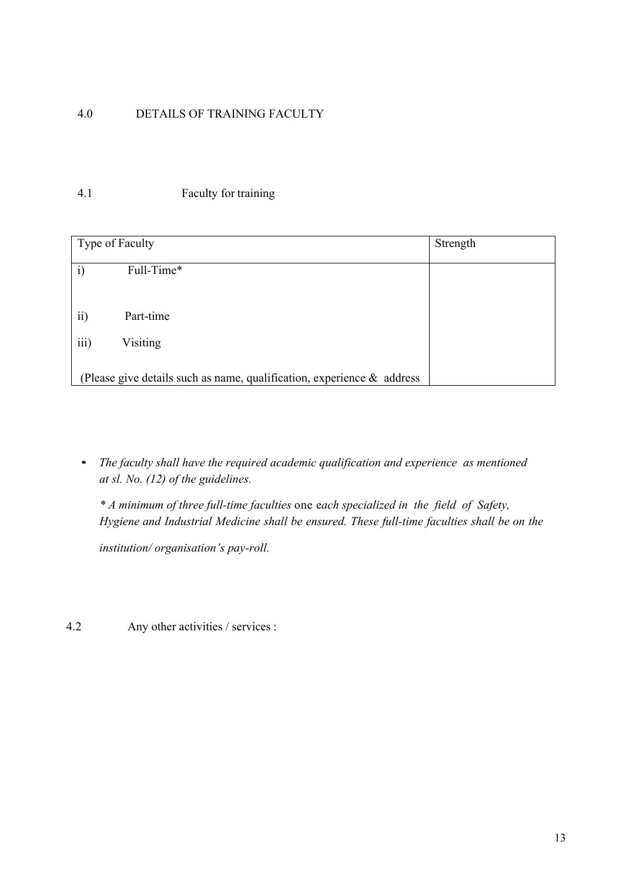## 4.0 DETAILS OF TRAINING FACULTY

### 4.1 Faculty for training

| Type of Faculty | Strength |
|---|---|
| i) Full-Time* | |
| ii) Part-time | |
| iii) Visiting | |
| (Please give details such as name, qualification, experience & address | |

- *The faculty shall have the required academic qualification and experience as mentioned at sl. No. (12) of the guidelines.*

  *\* A minimum of three full-time faculties* one e*ach specialized in the field of Safety, Hygiene and Industrial Medicine shall be ensured. These full-time faculties shall be on the institution/ organisation's pay-roll.*

### 4.2 Any other activities / services :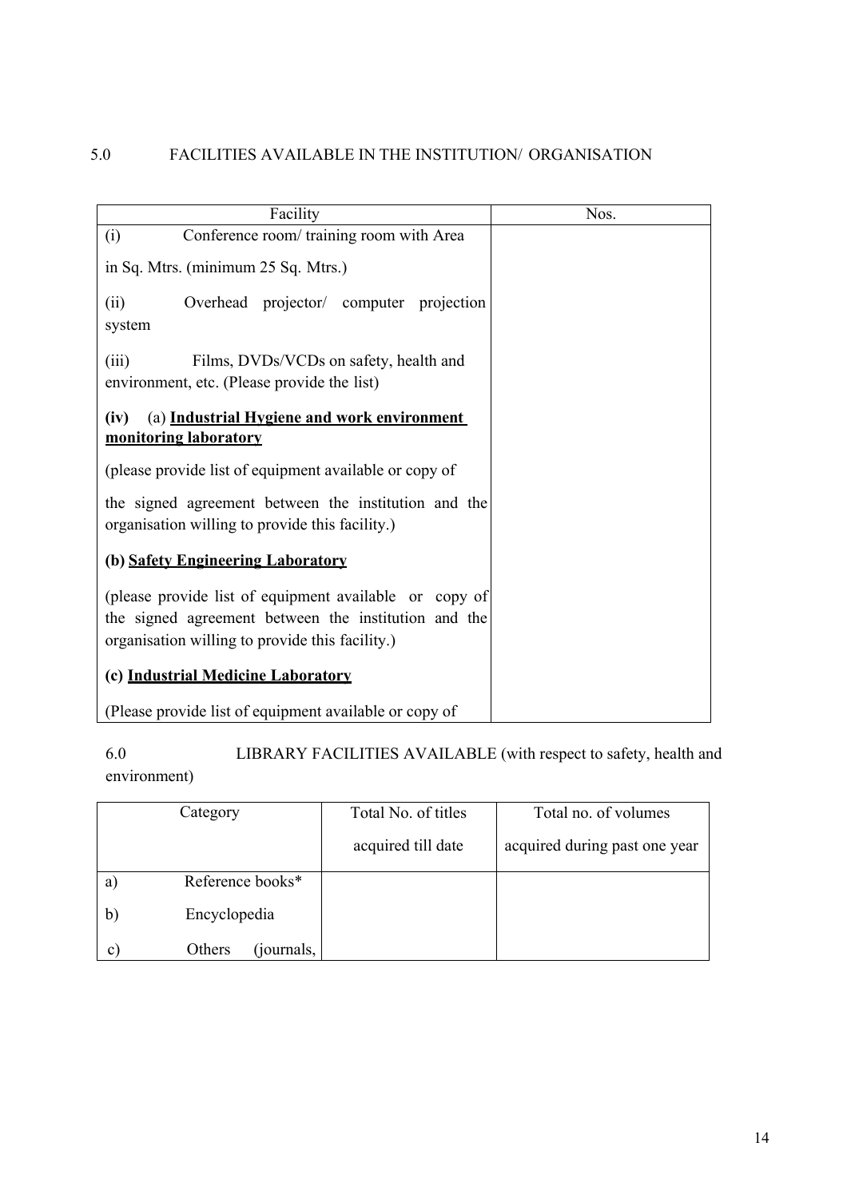5.0 FACILITIES AVAILABLE IN THE INSTITUTION/ ORGANISATION

| Facility | Nos. |
|---|---|
| (i) Conference room/ training room with Area in Sq. Mtrs. (minimum 25 Sq. Mtrs.) | |
| (ii) Overhead projector/ computer projection system | |
| (iii) Films, DVDs/VCDs on safety, health and environment, etc. (Please provide the list) | |
| **(iv)** (a) **<u>Industrial Hygiene and work environment monitoring laboratory</u>** (please provide list of equipment available or copy of the signed agreement between the institution and the organisation willing to provide this facility.) | |
| **(b) <u>Safety Engineering Laboratory</u>** (please provide list of equipment available or copy of the signed agreement between the institution and the organisation willing to provide this facility.) | |
| **(c) <u>Industrial Medicine Laboratory</u>** (Please provide list of equipment available or copy of | |

6.0 LIBRARY FACILITIES AVAILABLE (with respect to safety, health and environment)

| Category | Total No. of titles acquired till date | Total no. of volumes acquired during past one year |
|---|---|---|
| a) Reference books* | | |
| b) Encyclopedia | | |
| c) Others (journals, | | |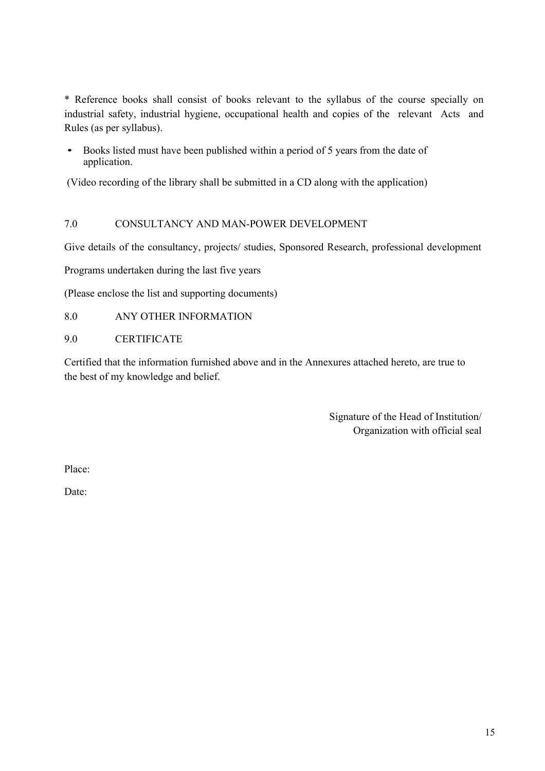* Reference books shall consist of books relevant to the syllabus of the course specially on industrial safety, industrial hygiene, occupational health and copies of the relevant Acts and Rules (as per syllabus).

- Books listed must have been published within a period of 5 years from the date of application.

(Video recording of the library shall be submitted in a CD along with the application)

7.0 CONSULTANCY AND MAN-POWER DEVELOPMENT

Give details of the consultancy, projects/ studies, Sponsored Research, professional development

Programs undertaken during the last five years

(Please enclose the list and supporting documents)

8.0 ANY OTHER INFORMATION

9.0 CERTIFICATE

Certified that the information furnished above and in the Annexures attached hereto, are true to the best of my knowledge and belief.

Signature of the Head of Institution/
Organization with official seal

Place:

Date: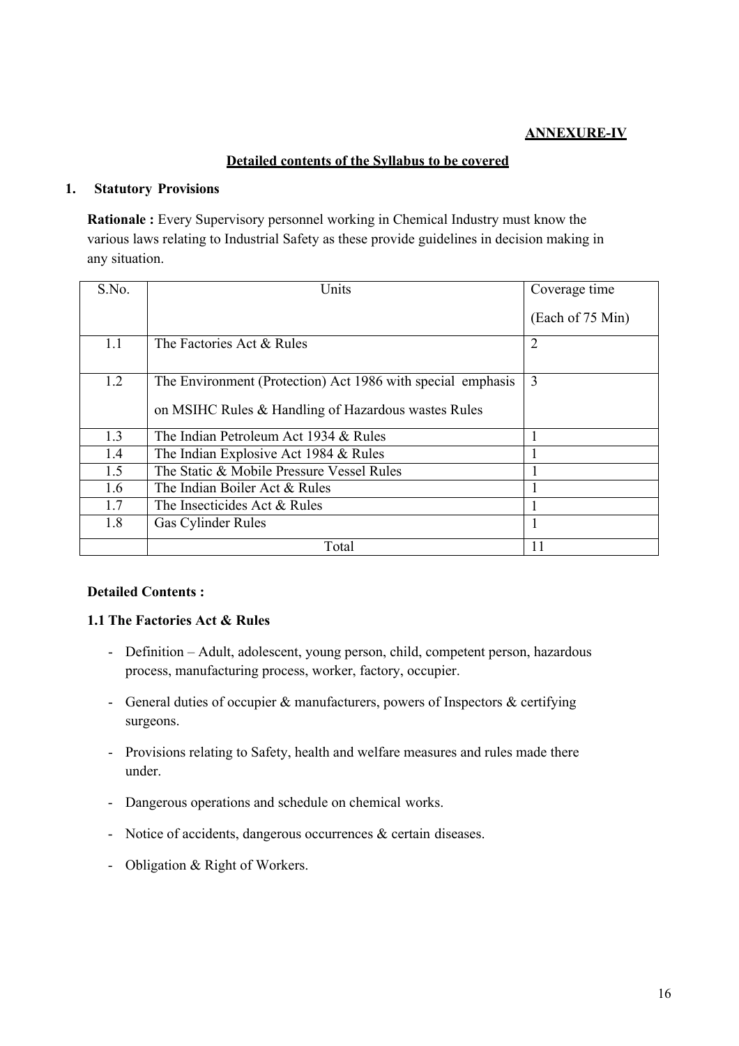**ANNEXURE-IV**

**Detailed contents of the Syllabus to be covered**

## 1. Statutory Provisions

**Rationale :** Every Supervisory personnel working in Chemical Industry must know the various laws relating to Industrial Safety as these provide guidelines in decision making in any situation.

| S.No. | Units | Coverage time (Each of 75 Min) |
|---|---|---|
| 1.1 | The Factories Act & Rules | 2 |
| 1.2 | The Environment (Protection) Act 1986 with special emphasis on MSIHC Rules & Handling of Hazardous wastes Rules | 3 |
| 1.3 | The Indian Petroleum Act 1934 & Rules | 1 |
| 1.4 | The Indian Explosive Act 1984 & Rules | 1 |
| 1.5 | The Static & Mobile Pressure Vessel Rules | 1 |
| 1.6 | The Indian Boiler Act & Rules | 1 |
| 1.7 | The Insecticides Act & Rules | 1 |
| 1.8 | Gas Cylinder Rules | 1 |
| | Total | 11 |

**Detailed Contents :**

### 1.1 The Factories Act & Rules

- Definition – Adult, adolescent, young person, child, competent person, hazardous process, manufacturing process, worker, factory, occupier.
- General duties of occupier & manufacturers, powers of Inspectors & certifying surgeons.
- Provisions relating to Safety, health and welfare measures and rules made there under.
- Dangerous operations and schedule on chemical works.
- Notice of accidents, dangerous occurrences & certain diseases.
- Obligation & Right of Workers.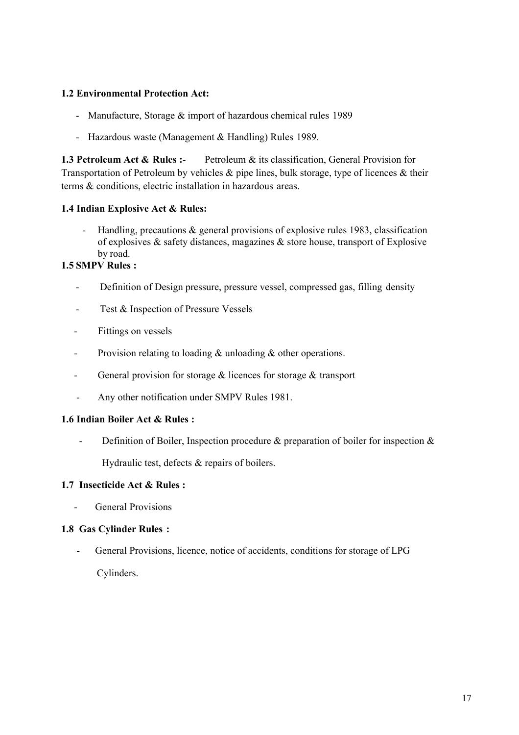**1.2 Environmental Protection Act:**

- Manufacture, Storage & import of hazardous chemical rules 1989
- Hazardous waste (Management & Handling) Rules 1989.

**1.3 Petroleum Act & Rules :**- Petroleum & its classification, General Provision for Transportation of Petroleum by vehicles & pipe lines, bulk storage, type of licences & their terms & conditions, electric installation in hazardous areas.

**1.4 Indian Explosive Act & Rules:**

- Handling, precautions & general provisions of explosive rules 1983, classification of explosives & safety distances, magazines & store house, transport of Explosive by road.

**1.5 SMPV Rules :**

- Definition of Design pressure, pressure vessel, compressed gas, filling density
- Test & Inspection of Pressure Vessels
- Fittings on vessels
- Provision relating to loading & unloading & other operations.
- General provision for storage & licences for storage & transport
- Any other notification under SMPV Rules 1981.

**1.6 Indian Boiler Act & Rules :**

- Definition of Boiler, Inspection procedure & preparation of boiler for inspection & Hydraulic test, defects & repairs of boilers.

**1.7 Insecticide Act & Rules :**

- General Provisions

**1.8 Gas Cylinder Rules :**

- General Provisions, licence, notice of accidents, conditions for storage of LPG Cylinders.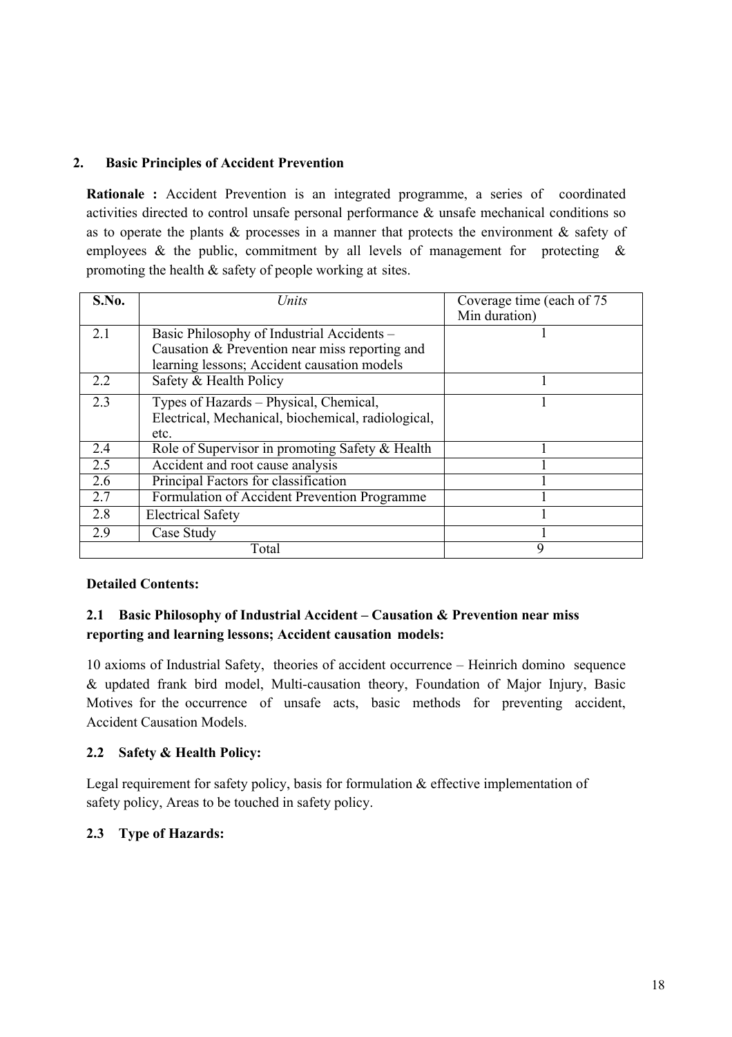## 2. Basic Principles of Accident Prevention

**Rationale :** Accident Prevention is an integrated programme, a series of coordinated activities directed to control unsafe personal performance & unsafe mechanical conditions so as to operate the plants & processes in a manner that protects the environment & safety of employees & the public, commitment by all levels of management for protecting & promoting the health & safety of people working at sites.

| S.No. | *Units* | Coverage time (each of 75 Min duration) |
|---|---|---|
| 2.1 | Basic Philosophy of Industrial Accidents – Causation & Prevention near miss reporting and learning lessons; Accident causation models | 1 |
| 2.2 | Safety & Health Policy | 1 |
| 2.3 | Types of Hazards – Physical, Chemical, Electrical, Mechanical, biochemical, radiological, etc. | 1 |
| 2.4 | Role of Supervisor in promoting Safety & Health | 1 |
| 2.5 | Accident and root cause analysis | 1 |
| 2.6 | Principal Factors for classification | 1 |
| 2.7 | Formulation of Accident Prevention Programme | 1 |
| 2.8 | Electrical Safety | 1 |
| 2.9 | Case Study | 1 |
| | Total | 9 |

**Detailed Contents:**

### 2.1 Basic Philosophy of Industrial Accident – Causation & Prevention near miss reporting and learning lessons; Accident causation models:

10 axioms of Industrial Safety, theories of accident occurrence – Heinrich domino sequence & updated frank bird model, Multi-causation theory, Foundation of Major Injury, Basic Motives for the occurrence of unsafe acts, basic methods for preventing accident, Accident Causation Models.

### 2.2 Safety & Health Policy:

Legal requirement for safety policy, basis for formulation & effective implementation of safety policy, Areas to be touched in safety policy.

### 2.3 Type of Hazards: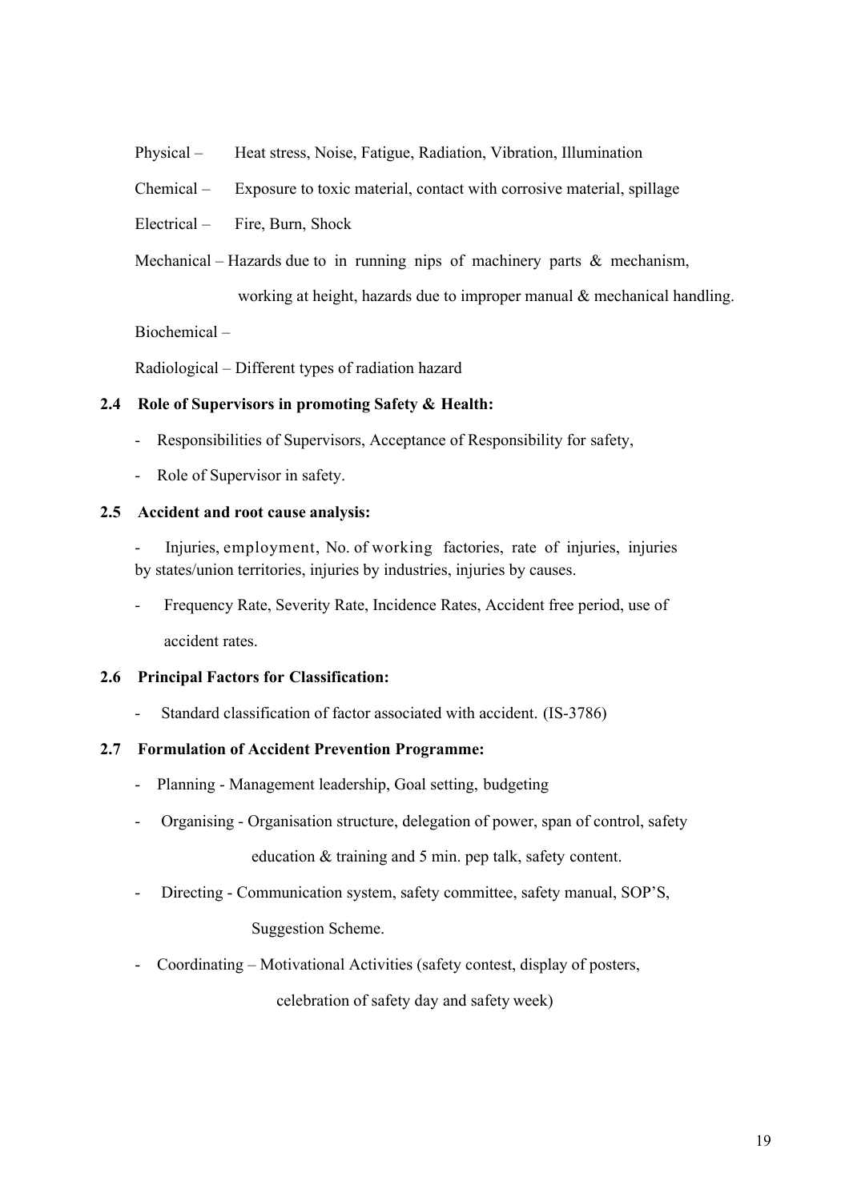Physical – Heat stress, Noise, Fatigue, Radiation, Vibration, Illumination

Chemical – Exposure to toxic material, contact with corrosive material, spillage

Electrical – Fire, Burn, Shock

Mechanical – Hazards due to in running nips of machinery parts & mechanism, working at height, hazards due to improper manual & mechanical handling.

Biochemical –

Radiological – Different types of radiation hazard

**2.4 Role of Supervisors in promoting Safety & Health:**

- Responsibilities of Supervisors, Acceptance of Responsibility for safety,
- Role of Supervisor in safety.

**2.5 Accident and root cause analysis:**

- Injuries, employment, No. of working factories, rate of injuries, injuries by states/union territories, injuries by industries, injuries by causes.
- Frequency Rate, Severity Rate, Incidence Rates, Accident free period, use of accident rates.

**2.6 Principal Factors for Classification:**

- Standard classification of factor associated with accident. (IS-3786)

**2.7 Formulation of Accident Prevention Programme:**

- Planning - Management leadership, Goal setting, budgeting
- Organising - Organisation structure, delegation of power, span of control, safety education & training and 5 min. pep talk, safety content.
- Directing - Communication system, safety committee, safety manual, SOP'S, Suggestion Scheme.
- Coordinating – Motivational Activities (safety contest, display of posters, celebration of safety day and safety week)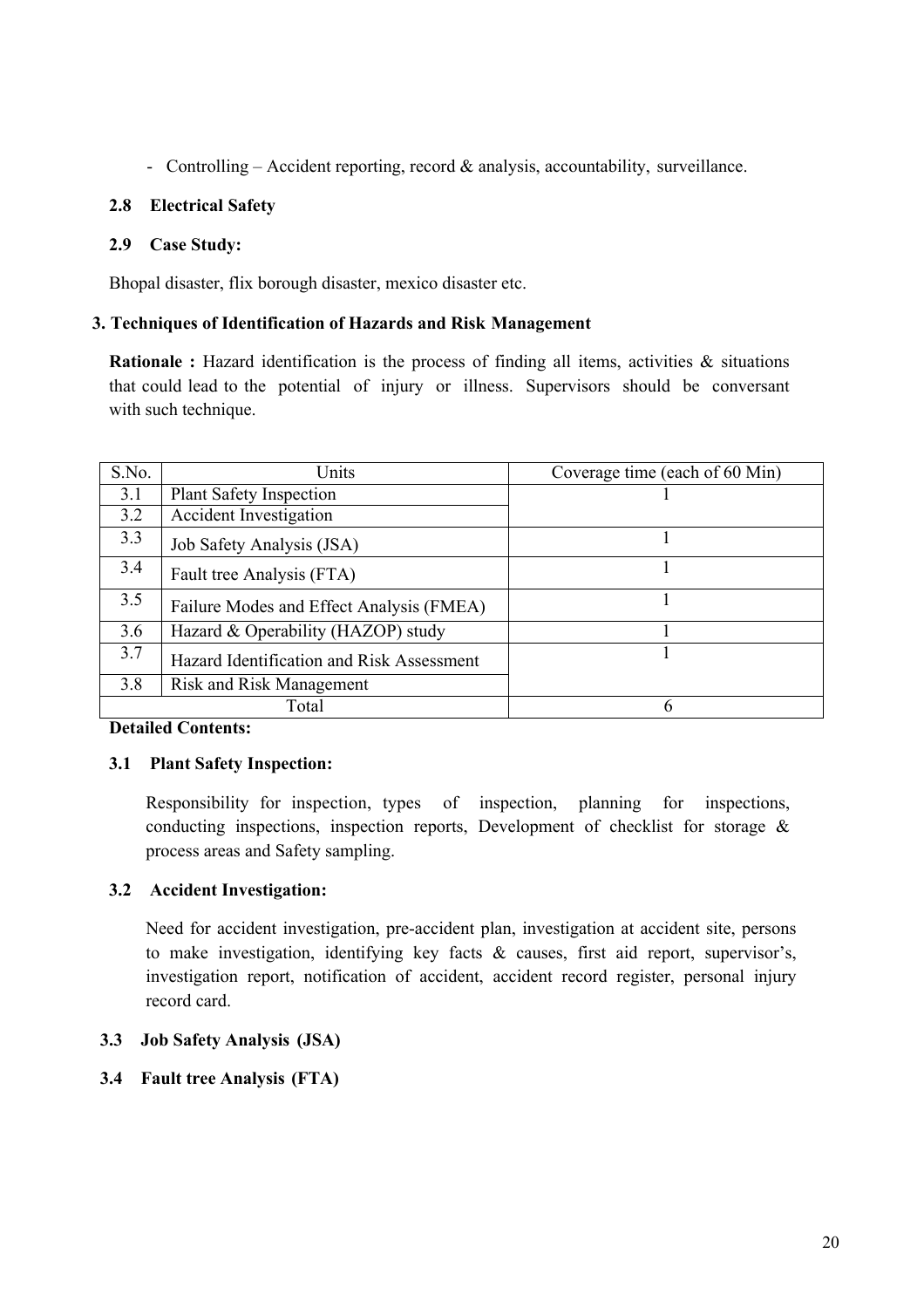- Controlling – Accident reporting, record & analysis, accountability, surveillance.

**2.8 Electrical Safety**

**2.9 Case Study:**

Bhopal disaster, flix borough disaster, mexico disaster etc.

### 3. Techniques of Identification of Hazards and Risk Management

**Rationale :** Hazard identification is the process of finding all items, activities & situations that could lead to the potential of injury or illness. Supervisors should be conversant with such technique.

| S.No. | Units | Coverage time (each of 60 Min) |
|---|---|---|
| 3.1 | Plant Safety Inspection | 1 |
| 3.2 | Accident Investigation | |
| 3.3 | Job Safety Analysis (JSA) | 1 |
| 3.4 | Fault tree Analysis (FTA) | 1 |
| 3.5 | Failure Modes and Effect Analysis (FMEA) | 1 |
| 3.6 | Hazard & Operability (HAZOP) study | 1 |
| 3.7 | Hazard Identification and Risk Assessment | 1 |
| 3.8 | Risk and Risk Management | |
| Total | | 6 |

**Detailed Contents:**

**3.1 Plant Safety Inspection:**

Responsibility for inspection, types of inspection, planning for inspections, conducting inspections, inspection reports, Development of checklist for storage & process areas and Safety sampling.

**3.2 Accident Investigation:**

Need for accident investigation, pre-accident plan, investigation at accident site, persons to make investigation, identifying key facts & causes, first aid report, supervisor's, investigation report, notification of accident, accident record register, personal injury record card.

**3.3 Job Safety Analysis (JSA)**

**3.4 Fault tree Analysis (FTA)**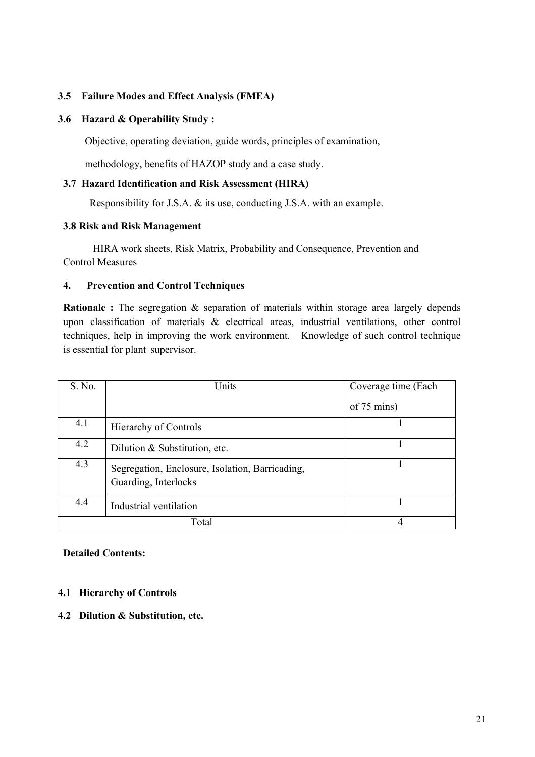**3.5 Failure Modes and Effect Analysis (FMEA)**

**3.6 Hazard & Operability Study :**

Objective, operating deviation, guide words, principles of examination,

methodology, benefits of HAZOP study and a case study.

**3.7 Hazard Identification and Risk Assessment (HIRA)**

Responsibility for J.S.A. & its use, conducting J.S.A. with an example.

**3.8 Risk and Risk Management**

HIRA work sheets, Risk Matrix, Probability and Consequence, Prevention and Control Measures

**4. Prevention and Control Techniques**

**Rationale :** The segregation & separation of materials within storage area largely depends upon classification of materials & electrical areas, industrial ventilations, other control techniques, help in improving the work environment. Knowledge of such control technique is essential for plant supervisor.

| S. No. | Units | Coverage time (Each of 75 mins) |
|---|---|---|
| 4.1 | Hierarchy of Controls | 1 |
| 4.2 | Dilution & Substitution, etc. | 1 |
| 4.3 | Segregation, Enclosure, Isolation, Barricading, Guarding, Interlocks | 1 |
| 4.4 | Industrial ventilation | 1 |
| Total | | 4 |

**Detailed Contents:**

**4.1 Hierarchy of Controls**

**4.2 Dilution & Substitution, etc.**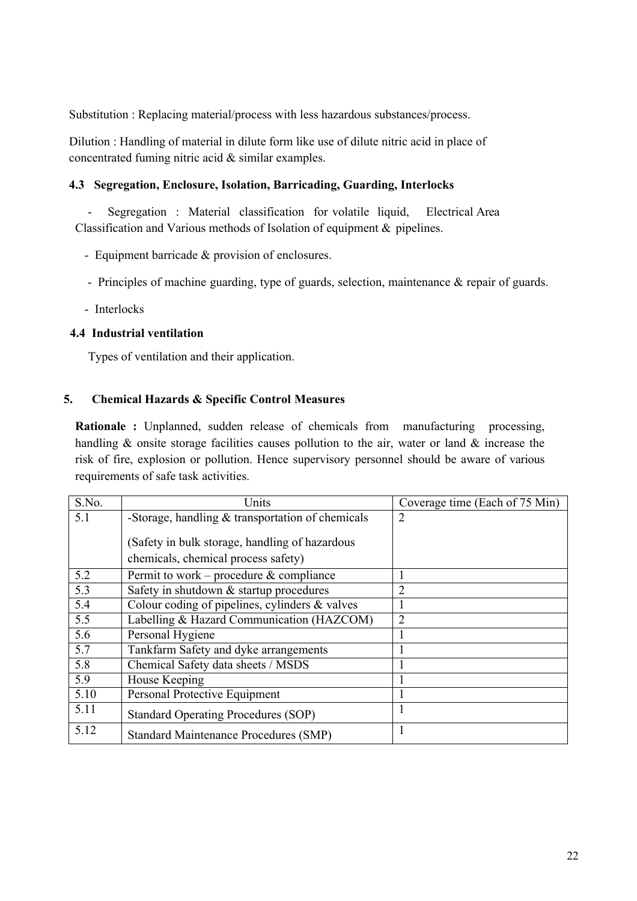Substitution : Replacing material/process with less hazardous substances/process.

Dilution : Handling of material in dilute form like use of dilute nitric acid in place of concentrated fuming nitric acid & similar examples.

### 4.3 Segregation, Enclosure, Isolation, Barricading, Guarding, Interlocks

- Segregation : Material classification for volatile liquid, Electrical Area Classification and Various methods of Isolation of equipment & pipelines.
- Equipment barricade & provision of enclosures.
- Principles of machine guarding, type of guards, selection, maintenance & repair of guards.
- Interlocks

### 4.4 Industrial ventilation

Types of ventilation and their application.

## 5. Chemical Hazards & Specific Control Measures

**Rationale :** Unplanned, sudden release of chemicals from manufacturing processing, handling & onsite storage facilities causes pollution to the air, water or land & increase the risk of fire, explosion or pollution. Hence supervisory personnel should be aware of various requirements of safe task activities.

| S.No. | Units | Coverage time (Each of 75 Min) |
|---|---|---|
| 5.1 | -Storage, handling & transportation of chemicals<br><br>(Safety in bulk storage, handling of hazardous chemicals, chemical process safety) | 2 |
| 5.2 | Permit to work – procedure & compliance | 1 |
| 5.3 | Safety in shutdown & startup procedures | 2 |
| 5.4 | Colour coding of pipelines, cylinders & valves | 1 |
| 5.5 | Labelling & Hazard Communication (HAZCOM) | 2 |
| 5.6 | Personal Hygiene | 1 |
| 5.7 | Tankfarm Safety and dyke arrangements | 1 |
| 5.8 | Chemical Safety data sheets / MSDS | 1 |
| 5.9 | House Keeping | 1 |
| 5.10 | Personal Protective Equipment | 1 |
| 5.11 | Standard Operating Procedures (SOP) | 1 |
| 5.12 | Standard Maintenance Procedures (SMP) | 1 |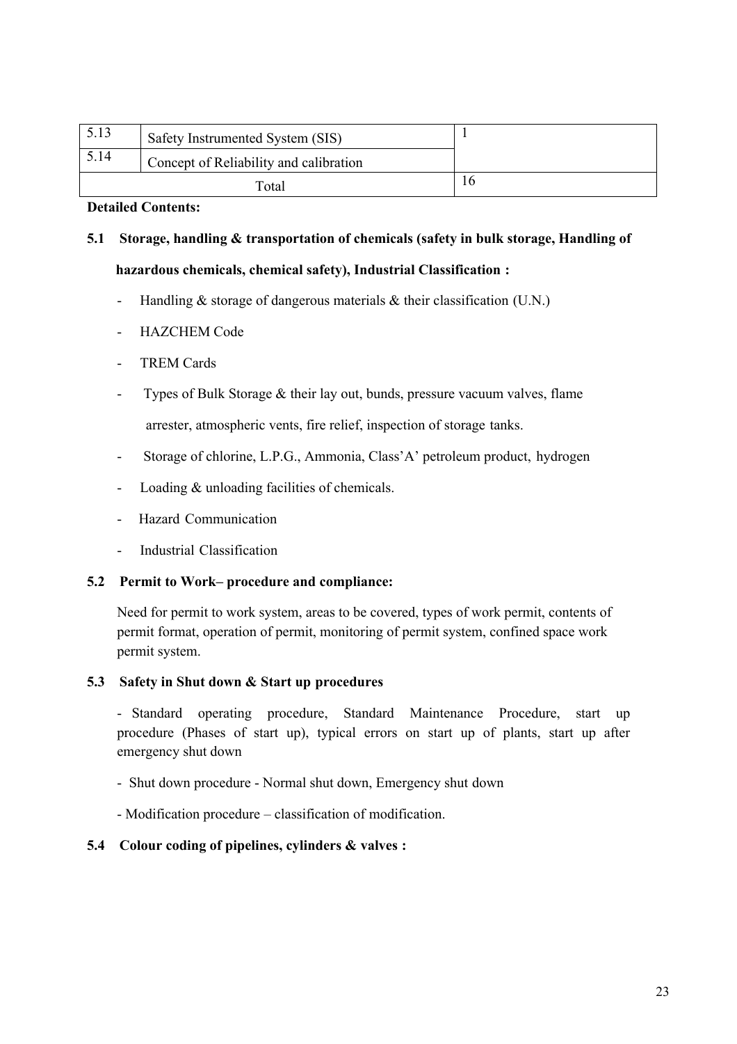| | | |
|---|---|---|
| 5.13 | Safety Instrumented System (SIS) | 1 |
| 5.14 | Concept of Reliability and calibration | |
| Total | | 16 |

**Detailed Contents:**

**5.1 Storage, handling & transportation of chemicals (safety in bulk storage, Handling of hazardous chemicals, chemical safety), Industrial Classification :**

- Handling & storage of dangerous materials & their classification (U.N.)
- HAZCHEM Code
- TREM Cards
- Types of Bulk Storage & their lay out, bunds, pressure vacuum valves, flame arrester, atmospheric vents, fire relief, inspection of storage tanks.
- Storage of chlorine, L.P.G., Ammonia, Class'A' petroleum product, hydrogen
- Loading & unloading facilities of chemicals.
- Hazard Communication
- Industrial Classification

**5.2 Permit to Work– procedure and compliance:**

Need for permit to work system, areas to be covered, types of work permit, contents of permit format, operation of permit, monitoring of permit system, confined space work permit system.

**5.3 Safety in Shut down & Start up procedures**

- Standard operating procedure, Standard Maintenance Procedure, start up procedure (Phases of start up), typical errors on start up of plants, start up after emergency shut down
- Shut down procedure - Normal shut down, Emergency shut down
- Modification procedure – classification of modification.

**5.4 Colour coding of pipelines, cylinders & valves :**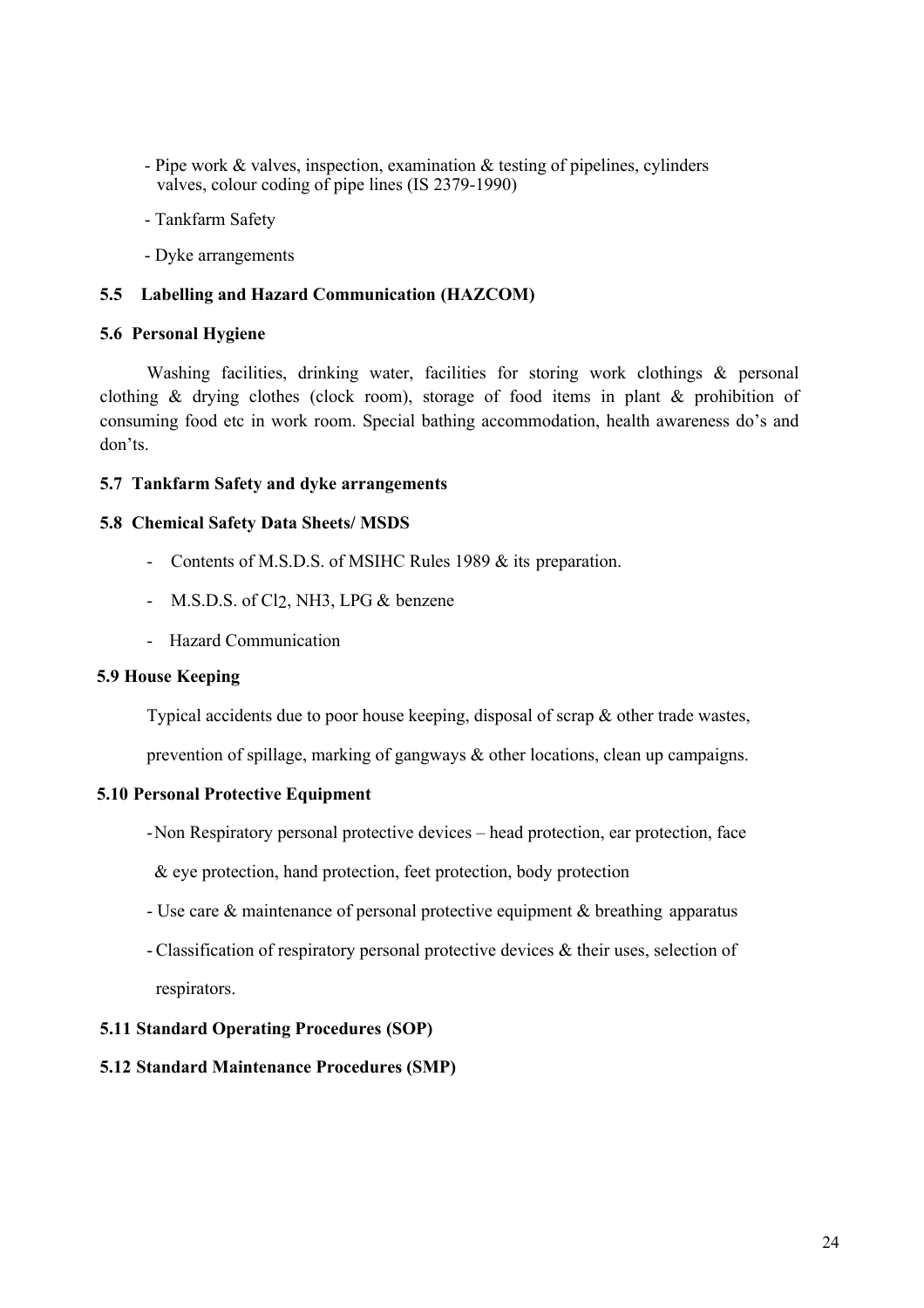- Pipe work & valves, inspection, examination & testing of pipelines, cylinders valves, colour coding of pipe lines (IS 2379-1990)

- Tankfarm Safety

- Dyke arrangements

**5.5 Labelling and Hazard Communication (HAZCOM)**

**5.6 Personal Hygiene**

Washing facilities, drinking water, facilities for storing work clothings & personal clothing & drying clothes (clock room), storage of food items in plant & prohibition of consuming food etc in work room. Special bathing accommodation, health awareness do's and don'ts.

**5.7 Tankfarm Safety and dyke arrangements**

**5.8 Chemical Safety Data Sheets/ MSDS**

- Contents of M.S.D.S. of MSIHC Rules 1989 & its preparation.
- M.S.D.S. of $Cl_2$, $NH_3$, LPG & benzene
- Hazard Communication

**5.9 House Keeping**

Typical accidents due to poor house keeping, disposal of scrap & other trade wastes, prevention of spillage, marking of gangways & other locations, clean up campaigns.

**5.10 Personal Protective Equipment**

- Non Respiratory personal protective devices – head protection, ear protection, face & eye protection, hand protection, feet protection, body protection
- Use care & maintenance of personal protective equipment & breathing apparatus
- Classification of respiratory personal protective devices & their uses, selection of respirators.

**5.11 Standard Operating Procedures (SOP)**

**5.12 Standard Maintenance Procedures (SMP)**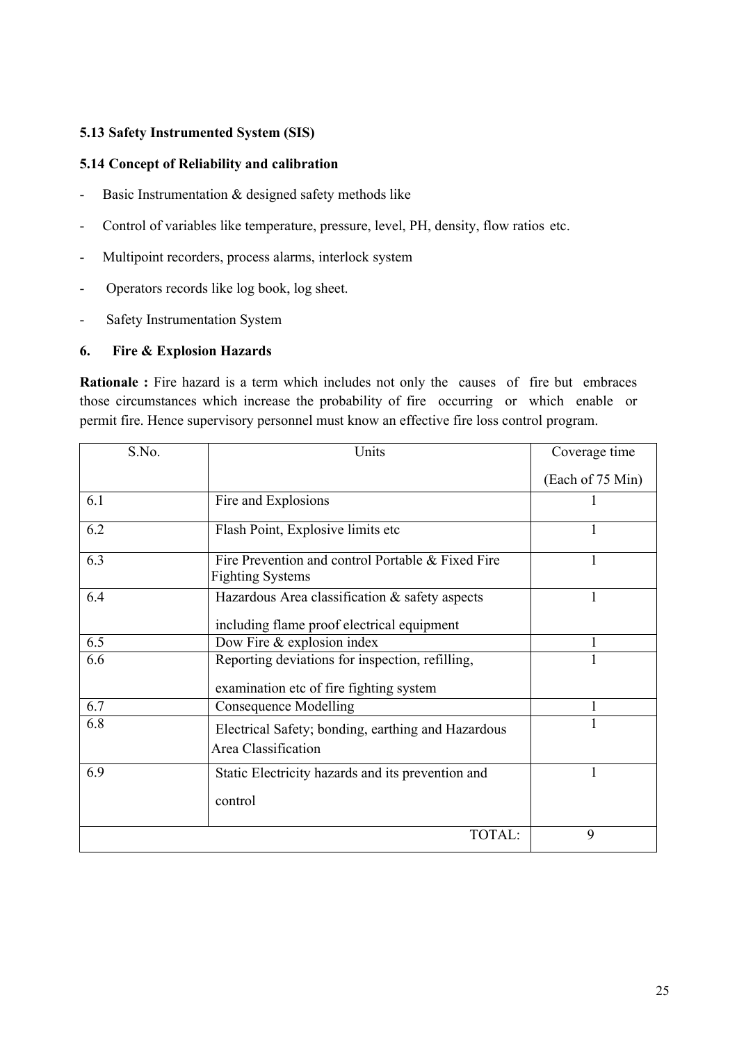**5.13 Safety Instrumented System (SIS)**

**5.14 Concept of Reliability and calibration**

- Basic Instrumentation & designed safety methods like
- Control of variables like temperature, pressure, level, PH, density, flow ratios etc.
- Multipoint recorders, process alarms, interlock system
- Operators records like log book, log sheet.
- Safety Instrumentation System

## 6. Fire & Explosion Hazards

**Rationale :** Fire hazard is a term which includes not only the causes of fire but embraces those circumstances which increase the probability of fire occurring or which enable or permit fire. Hence supervisory personnel must know an effective fire loss control program.

| S.No. | Units | Coverage time (Each of 75 Min) |
|---|---|---|
| 6.1 | Fire and Explosions | 1 |
| 6.2 | Flash Point, Explosive limits etc | 1 |
| 6.3 | Fire Prevention and control Portable & Fixed Fire Fighting Systems | 1 |
| 6.4 | Hazardous Area classification & safety aspects including flame proof electrical equipment | 1 |
| 6.5 | Dow Fire & explosion index | 1 |
| 6.6 | Reporting deviations for inspection, refilling, examination etc of fire fighting system | 1 |
| 6.7 | Consequence Modelling | 1 |
| 6.8 | Electrical Safety; bonding, earthing and Hazardous Area Classification | 1 |
| 6.9 | Static Electricity hazards and its prevention and control | 1 |
| | TOTAL: | 9 |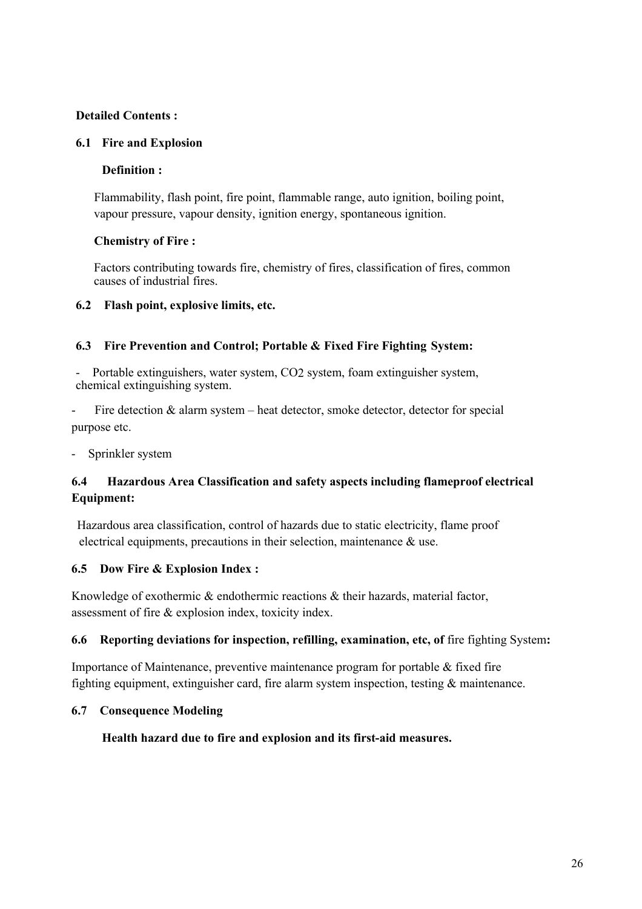**Detailed Contents :**

## 6.1 Fire and Explosion

**Definition :**

Flammability, flash point, fire point, flammable range, auto ignition, boiling point, vapour pressure, vapour density, ignition energy, spontaneous ignition.

**Chemistry of Fire :**

Factors contributing towards fire, chemistry of fires, classification of fires, common causes of industrial fires.

## 6.2 Flash point, explosive limits, etc.

## 6.3 Fire Prevention and Control; Portable & Fixed Fire Fighting System:

- Portable extinguishers, water system, $CO_2$ system, foam extinguisher system, chemical extinguishing system.
- Fire detection & alarm system – heat detector, smoke detector, detector for special purpose etc.
- Sprinkler system

## 6.4 Hazardous Area Classification and safety aspects including flameproof electrical Equipment:

Hazardous area classification, control of hazards due to static electricity, flame proof electrical equipments, precautions in their selection, maintenance & use.

## 6.5 Dow Fire & Explosion Index :

Knowledge of exothermic & endothermic reactions & their hazards, material factor, assessment of fire & explosion index, toxicity index.

## 6.6 Reporting deviations for inspection, refilling, examination, etc, of fire fighting System:

Importance of Maintenance, preventive maintenance program for portable & fixed fire fighting equipment, extinguisher card, fire alarm system inspection, testing & maintenance.

## 6.7 Consequence Modeling

**Health hazard due to fire and explosion and its first-aid measures.**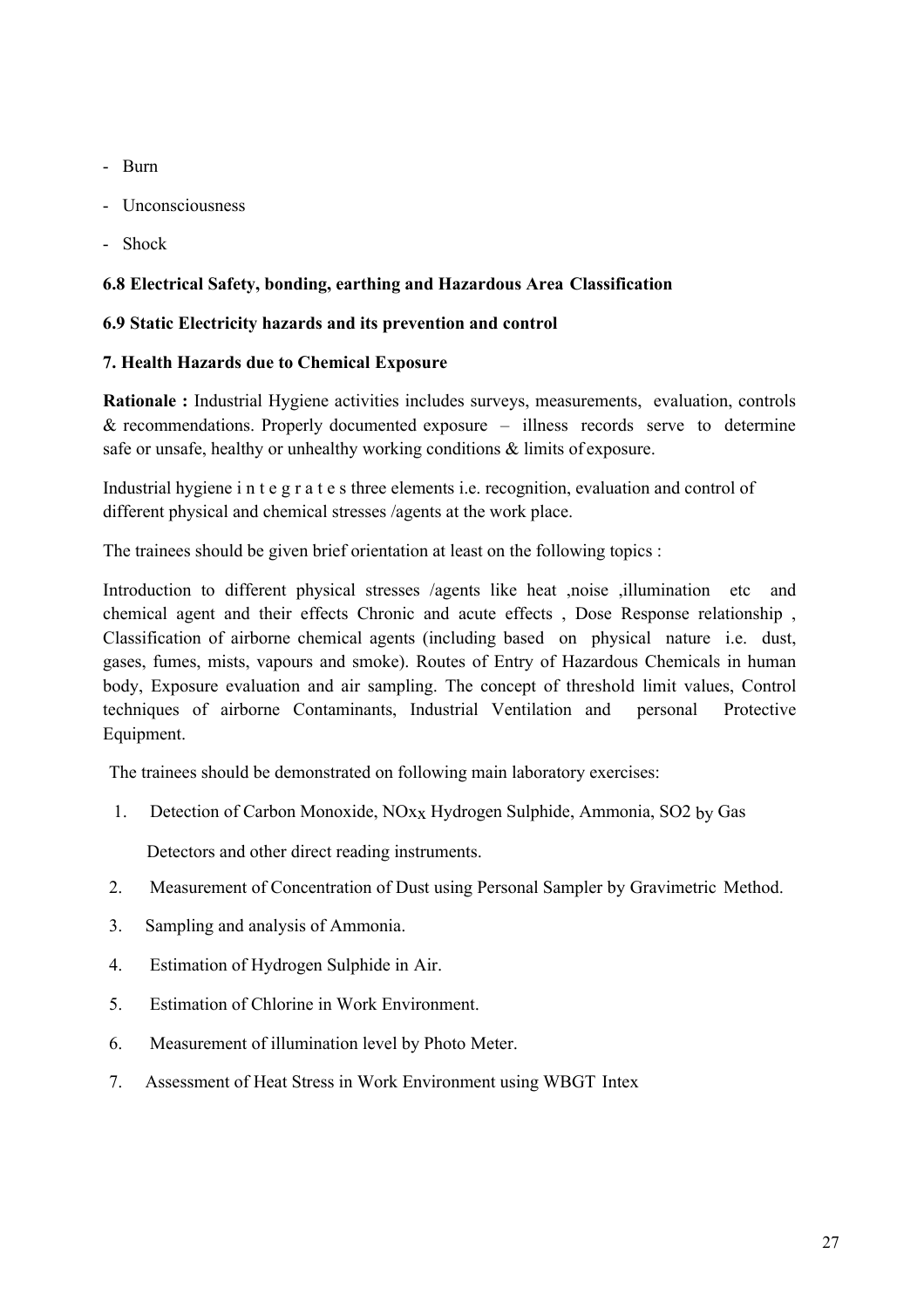- Burn
- Unconsciousness
- Shock

**6.8 Electrical Safety, bonding, earthing and Hazardous Area Classification**

**6.9 Static Electricity hazards and its prevention and control**

**7. Health Hazards due to Chemical Exposure**

**Rationale :** Industrial Hygiene activities includes surveys, measurements, evaluation, controls & recommendations. Properly documented exposure – illness records serve to determine safe or unsafe, healthy or unhealthy working conditions & limits of exposure.

Industrial hygiene integrates three elements i.e. recognition, evaluation and control of different physical and chemical stresses /agents at the work place.

The trainees should be given brief orientation at least on the following topics :

Introduction to different physical stresses /agents like heat ,noise ,illumination etc and chemical agent and their effects Chronic and acute effects , Dose Response relationship , Classification of airborne chemical agents (including based on physical nature i.e. dust, gases, fumes, mists, vapours and smoke). Routes of Entry of Hazardous Chemicals in human body, Exposure evaluation and air sampling. The concept of threshold limit values, Control techniques of airborne Contaminants, Industrial Ventilation and personal Protective Equipment.

The trainees should be demonstrated on following main laboratory exercises:

1. Detection of Carbon Monoxide, $NO_x$x Hydrogen Sulphide, Ammonia, $SO_2$ by Gas Detectors and other direct reading instruments.
2. Measurement of Concentration of Dust using Personal Sampler by Gravimetric Method.
3. Sampling and analysis of Ammonia.
4. Estimation of Hydrogen Sulphide in Air.
5. Estimation of Chlorine in Work Environment.
6. Measurement of illumination level by Photo Meter.
7. Assessment of Heat Stress in Work Environment using WBGT Intex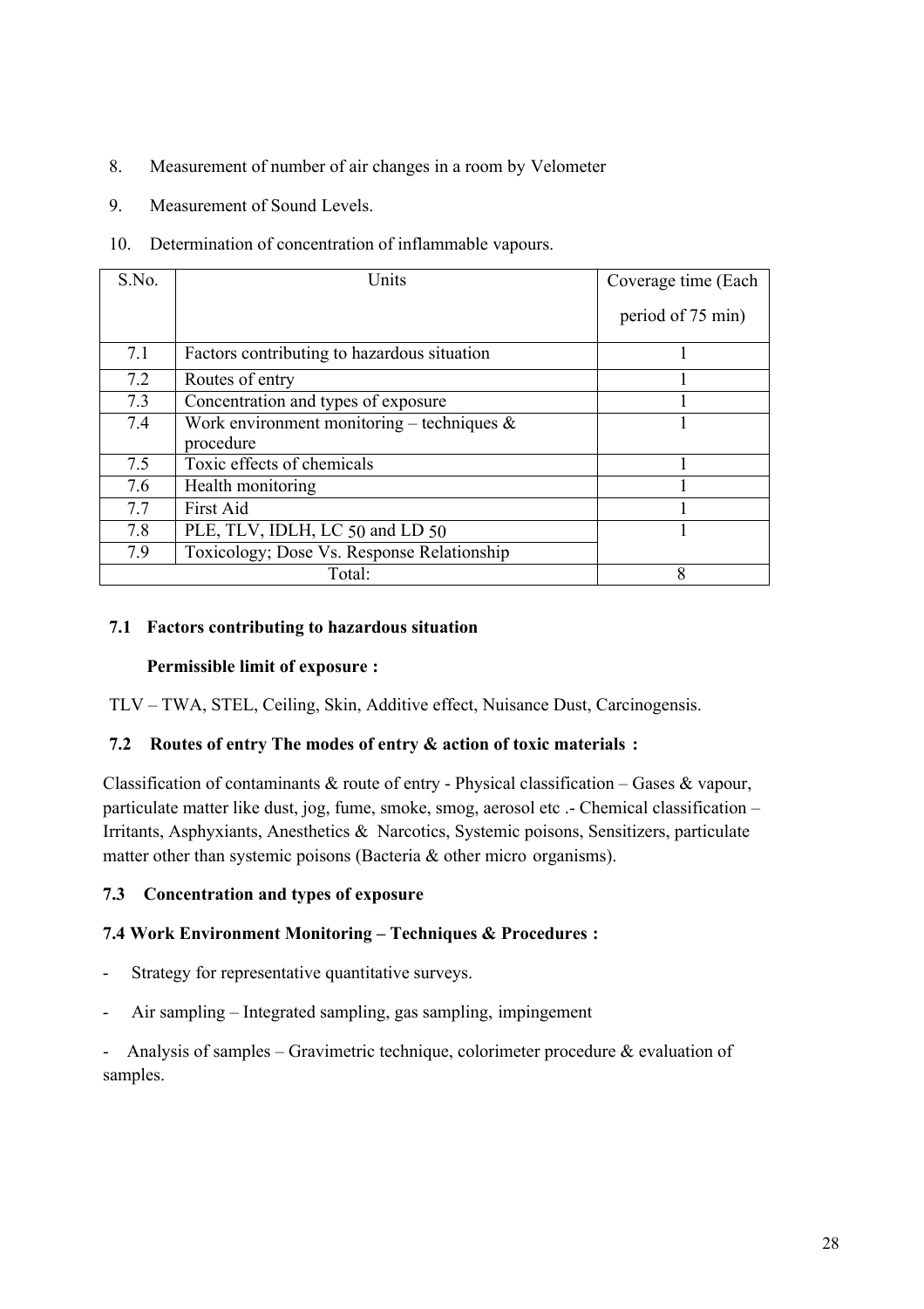8. Measurement of number of air changes in a room by Velometer

9. Measurement of Sound Levels.

10. Determination of concentration of inflammable vapours.

| S.No. | Units | Coverage time (Each period of 75 min) |
|---|---|---|
| 7.1 | Factors contributing to hazardous situation | 1 |
| 7.2 | Routes of entry | 1 |
| 7.3 | Concentration and types of exposure | 1 |
| 7.4 | Work environment monitoring – techniques & procedure | 1 |
| 7.5 | Toxic effects of chemicals | 1 |
| 7.6 | Health monitoring | 1 |
| 7.7 | First Aid | 1 |
| 7.8 | PLE, TLV, IDLH, LC $_{50}$ and LD $_{50}$ | 1 |
| 7.9 | Toxicology; Dose Vs. Response Relationship | |
| Total: | | 8 |

### 7.1 Factors contributing to hazardous situation

**Permissible limit of exposure :**

TLV – TWA, STEL, Ceiling, Skin, Additive effect, Nuisance Dust, Carcinogensis.

### 7.2 Routes of entry The modes of entry & action of toxic materials :

Classification of contaminants & route of entry - Physical classification – Gases & vapour, particulate matter like dust, jog, fume, smoke, smog, aerosol etc .- Chemical classification – Irritants, Asphyxiants, Anesthetics & Narcotics, Systemic poisons, Sensitizers, particulate matter other than systemic poisons (Bacteria & other micro organisms).

### 7.3 Concentration and types of exposure

### 7.4 Work Environment Monitoring – Techniques & Procedures :

- Strategy for representative quantitative surveys.
- Air sampling – Integrated sampling, gas sampling, impingement
- Analysis of samples – Gravimetric technique, colorimeter procedure & evaluation of samples.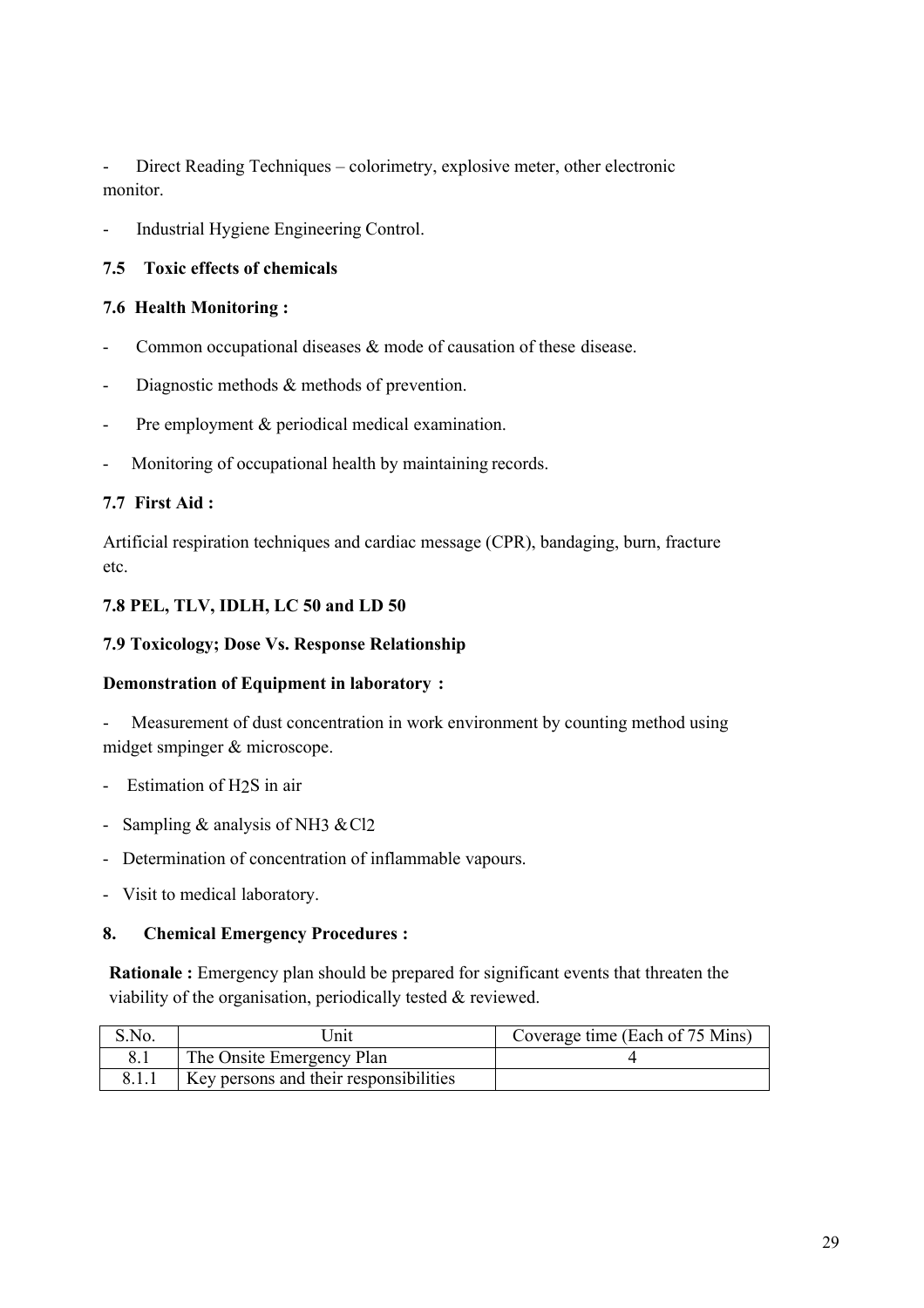- Direct Reading Techniques – colorimetry, explosive meter, other electronic monitor.

- Industrial Hygiene Engineering Control.

**7.5 Toxic effects of chemicals**

**7.6 Health Monitoring :**

- Common occupational diseases & mode of causation of these disease.

- Diagnostic methods & methods of prevention.

- Pre employment & periodical medical examination.

- Monitoring of occupational health by maintaining records.

**7.7 First Aid :**

Artificial respiration techniques and cardiac message (CPR), bandaging, burn, fracture etc.

**7.8 PEL, TLV, IDLH, LC 50 and LD 50**

**7.9 Toxicology; Dose Vs. Response Relationship**

**Demonstration of Equipment in laboratory :**

- Measurement of dust concentration in work environment by counting method using midget smpinger & microscope.

- Estimation of $H_2S$ in air

- Sampling & analysis of $NH_3$ & $Cl_2$

- Determination of concentration of inflammable vapours.

- Visit to medical laboratory.

**8. Chemical Emergency Procedures :**

**Rationale :** Emergency plan should be prepared for significant events that threaten the viability of the organisation, periodically tested & reviewed.

| S.No. | Unit | Coverage time (Each of 75 Mins) |
|---|---|---|
| 8.1 | The Onsite Emergency Plan | 4 |
| 8.1.1 | Key persons and their responsibilities | |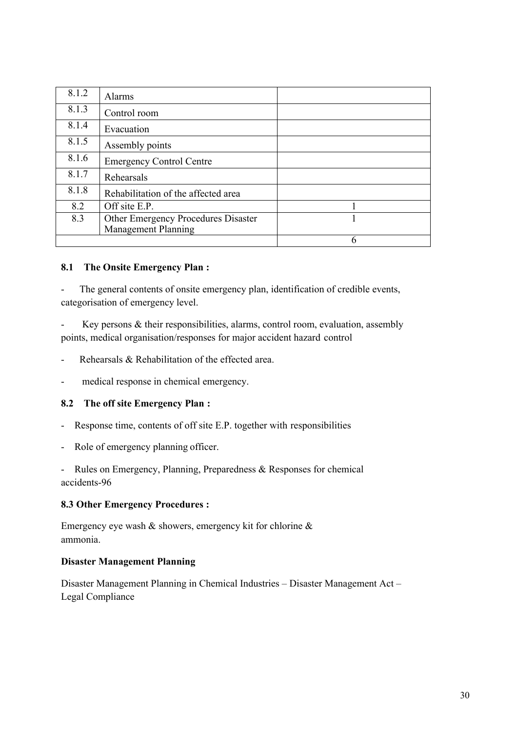| 8.1.2 | Alarms | |
|---|---|---|
| 8.1.3 | Control room | |
| 8.1.4 | Evacuation | |
| 8.1.5 | Assembly points | |
| 8.1.6 | Emergency Control Centre | |
| 8.1.7 | Rehearsals | |
| 8.1.8 | Rehabilitation of the affected area | |
| 8.2 | Off site E.P. | 1 |
| 8.3 | Other Emergency Procedures Disaster Management Planning | 1 |
| | | 6 |

**8.1 The Onsite Emergency Plan :**

- The general contents of onsite emergency plan, identification of credible events, categorisation of emergency level.
- Key persons & their responsibilities, alarms, control room, evaluation, assembly points, medical organisation/responses for major accident hazard control
- Rehearsals & Rehabilitation of the effected area.
- medical response in chemical emergency.

**8.2 The off site Emergency Plan :**

- Response time, contents of off site E.P. together with responsibilities
- Role of emergency planning officer.
- Rules on Emergency, Planning, Preparedness & Responses for chemical accidents-96

**8.3 Other Emergency Procedures :**

Emergency eye wash & showers, emergency kit for chlorine & ammonia.

**Disaster Management Planning**

Disaster Management Planning in Chemical Industries – Disaster Management Act – Legal Compliance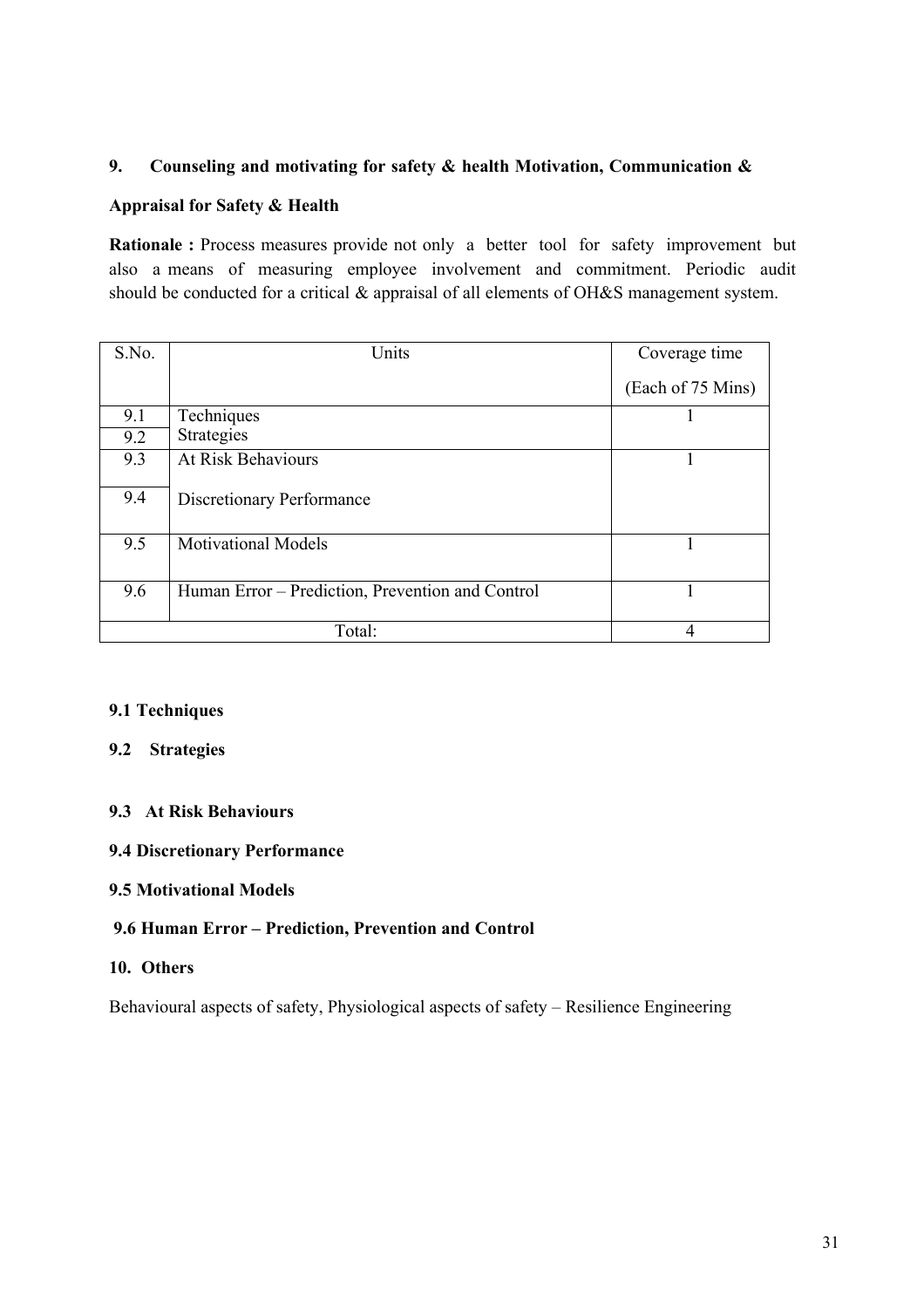## 9. Counseling and motivating for safety & health Motivation, Communication & Appraisal for Safety & Health

**Rationale :** Process measures provide not only a better tool for safety improvement but also a means of measuring employee involvement and commitment. Periodic audit should be conducted for a critical & appraisal of all elements of OH&S management system.

| S.No. | Units | Coverage time (Each of 75 Mins) |
|---|---|---|
| 9.1 | Techniques | 1 |
| 9.2 | Strategies | |
| 9.3 | At Risk Behaviours | 1 |
| 9.4 | Discretionary Performance | |
| 9.5 | Motivational Models | 1 |
| 9.6 | Human Error – Prediction, Prevention and Control | 1 |
| | Total: | 4 |

### 9.1 Techniques

### 9.2 Strategies

### 9.3 At Risk Behaviours

### 9.4 Discretionary Performance

### 9.5 Motivational Models

### 9.6 Human Error – Prediction, Prevention and Control

## 10. Others

Behavioural aspects of safety, Physiological aspects of safety – Resilience Engineering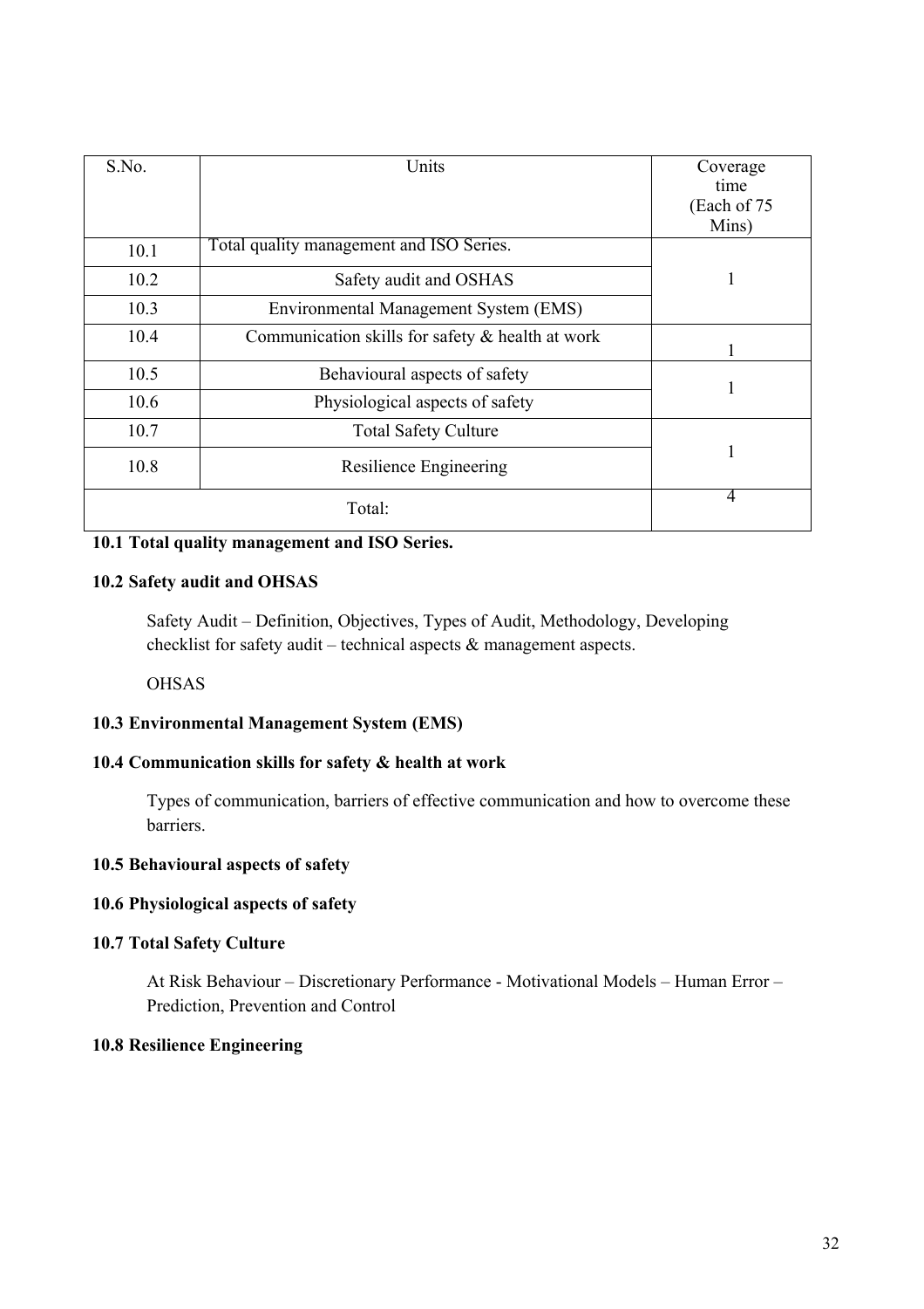| S.No. | Units | Coverage time (Each of 75 Mins) |
|---|---|---|
| 10.1 | Total quality management and ISO Series. | 1 |
| 10.2 | Safety audit and OSHAS | |
| 10.3 | Environmental Management System (EMS) | |
| 10.4 | Communication skills for safety & health at work | 1 |
| 10.5 | Behavioural aspects of safety | 1 |
| 10.6 | Physiological aspects of safety | |
| 10.7 | Total Safety Culture | 1 |
| 10.8 | Resilience Engineering | |
| Total: | | 4 |

**10.1 Total quality management and ISO Series.**

**10.2 Safety audit and OHSAS**

Safety Audit – Definition, Objectives, Types of Audit, Methodology, Developing checklist for safety audit – technical aspects & management aspects.

OHSAS

**10.3 Environmental Management System (EMS)**

**10.4 Communication skills for safety & health at work**

Types of communication, barriers of effective communication and how to overcome these barriers.

**10.5 Behavioural aspects of safety**

**10.6 Physiological aspects of safety**

**10.7 Total Safety Culture**

At Risk Behaviour – Discretionary Performance - Motivational Models – Human Error – Prediction, Prevention and Control

**10.8 Resilience Engineering**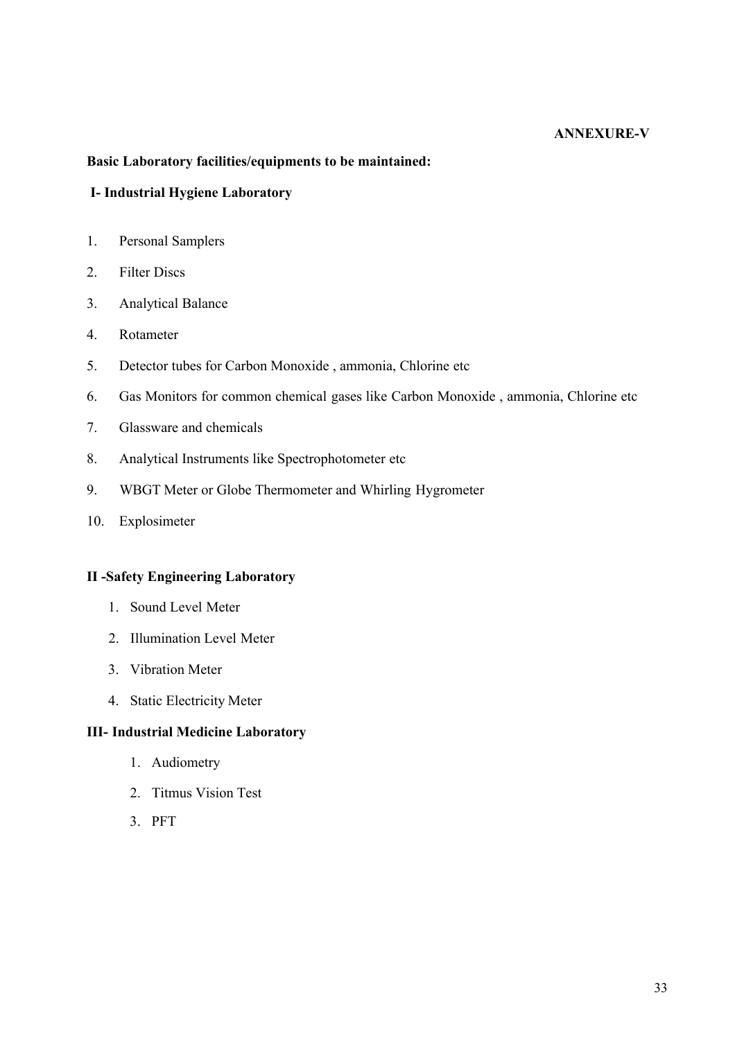**ANNEXURE-V**

**Basic Laboratory facilities/equipments to be maintained:**

**I- Industrial Hygiene Laboratory**

1. Personal Samplers
2. Filter Discs
3. Analytical Balance
4. Rotameter
5. Detector tubes for Carbon Monoxide , ammonia, Chlorine etc
6. Gas Monitors for common chemical gases like Carbon Monoxide , ammonia, Chlorine etc
7. Glassware and chemicals
8. Analytical Instruments like Spectrophotometer etc
9. WBGT Meter or Globe Thermometer and Whirling Hygrometer
10. Explosimeter

**II -Safety Engineering Laboratory**

1. Sound Level Meter
2. Illumination Level Meter
3. Vibration Meter
4. Static Electricity Meter

**III- Industrial Medicine Laboratory**

1. Audiometry
2. Titmus Vision Test
3. PFT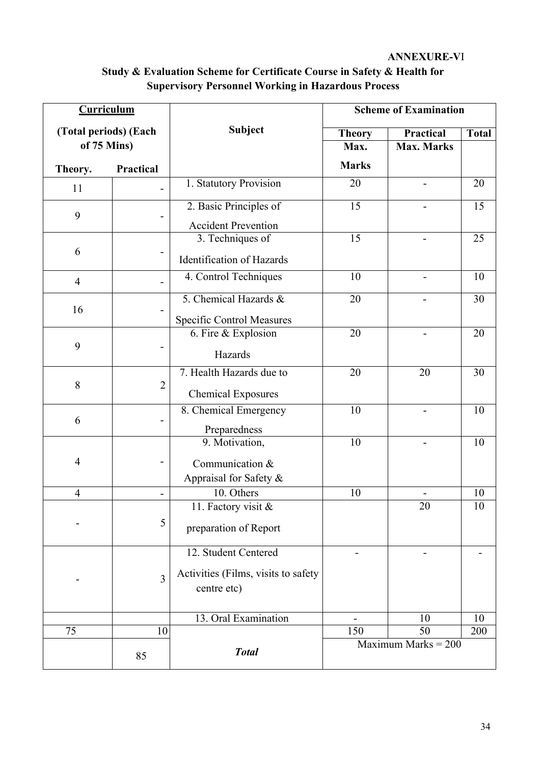**ANNEXURE-VI**

**Study & Evaluation Scheme for Certificate Course in Safety & Health for Supervisory Personnel Working in Hazardous Process**

| **Curriculum** (Total periods) (Each of 75 Mins) | | **Subject** | **Scheme of Examination** | | |
|---|---|---|---|---|---|
| **Theory.** | **Practical** | | **Theory** Max. Marks | **Practical** Max. Marks | **Total** |
| 11 | - | 1. Statutory Provision | 20 | - | 20 |
| 9 | - | 2. Basic Principles of Accident Prevention | 15 | - | 15 |
| 6 | - | 3. Techniques of Identification of Hazards | 15 | - | 25 |
| 4 | - | 4. Control Techniques | 10 | - | 10 |
| 16 | - | 5. Chemical Hazards & Specific Control Measures | 20 | - | 30 |
| 9 | - | 6. Fire & Explosion Hazards | 20 | - | 20 |
| 8 | 2 | 7. Health Hazards due to Chemical Exposures | 20 | 20 | 30 |
| 6 | - | 8. Chemical Emergency Preparedness | 10 | - | 10 |
| 4 | - | 9. Motivation, Communication & Appraisal for Safety & | 10 | - | 10 |
| 4 | - | 10. Others | 10 | - | 10 |
| - | 5 | 11. Factory visit & preparation of Report | | 20 | 10 |
| - | 3 | 12. Student Centered Activities (Films, visits to safety centre etc) | - | - | - |
| | | 13. Oral Examination | - | 10 | 10 |
| 75 | 10 | | 150 | 50 | 200 |
| | 85 | ***Total*** | Maximum Marks = 200 | | |